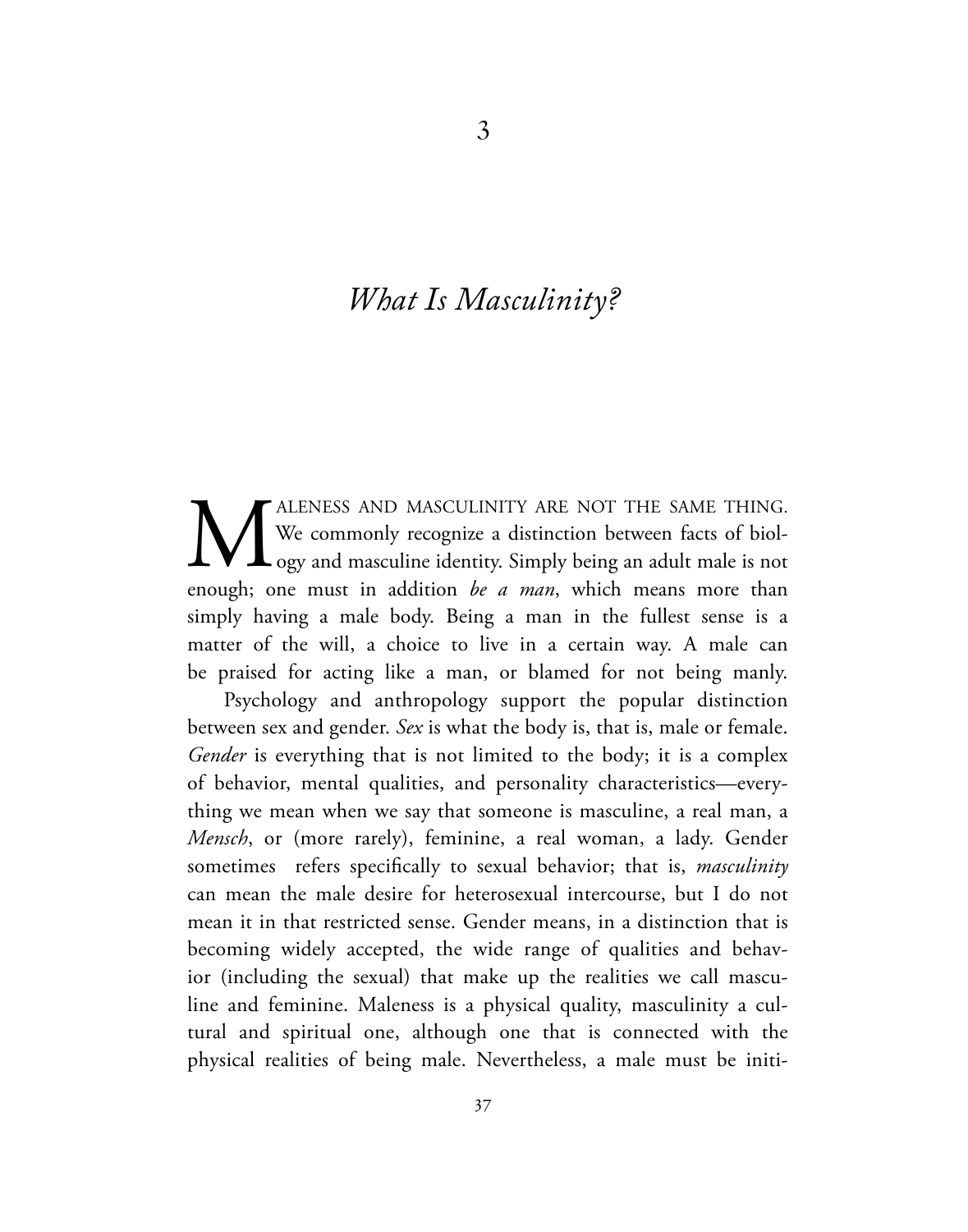# 3

## *What Is Masculinity?*

MALENESS AND MASCULINITY ARE NOT THE SAME THING. We commonly recognize a distinction between facts of biology and masculine identity. Simply being an adult male is not enough; one must in addition *be a man*, which means more than simply having a male body. Being a man in the fullest sense is a matter of the will, a choice to live in a certain way. A male can be praised for acting like a man, or blamed for not being manly.

Psychology and anthropology support the popular distinction between sex and gender. *Sex* is what the body is, that is, male or female. *Gender* is everything that is not limited to the body; it is a complex of behavior, mental qualities, and personality characteristics—everything we mean when we say that someone is masculine, a real man, a *Mensch*, or (more rarely), feminine, a real woman, a lady. Gender sometimes refers specifically to sexual behavior; that is, *masculinity* can mean the male desire for heterosexual intercourse, but I do not mean it in that restricted sense. Gender means, in a distinction that is becoming widely accepted, the wide range of qualities and behavior (including the sexual) that make up the realities we call masculine and feminine. Maleness is a physical quality, masculinity a cultural and spiritual one, although one that is connected with the physical realities of being male. Nevertheless, a male must be initi-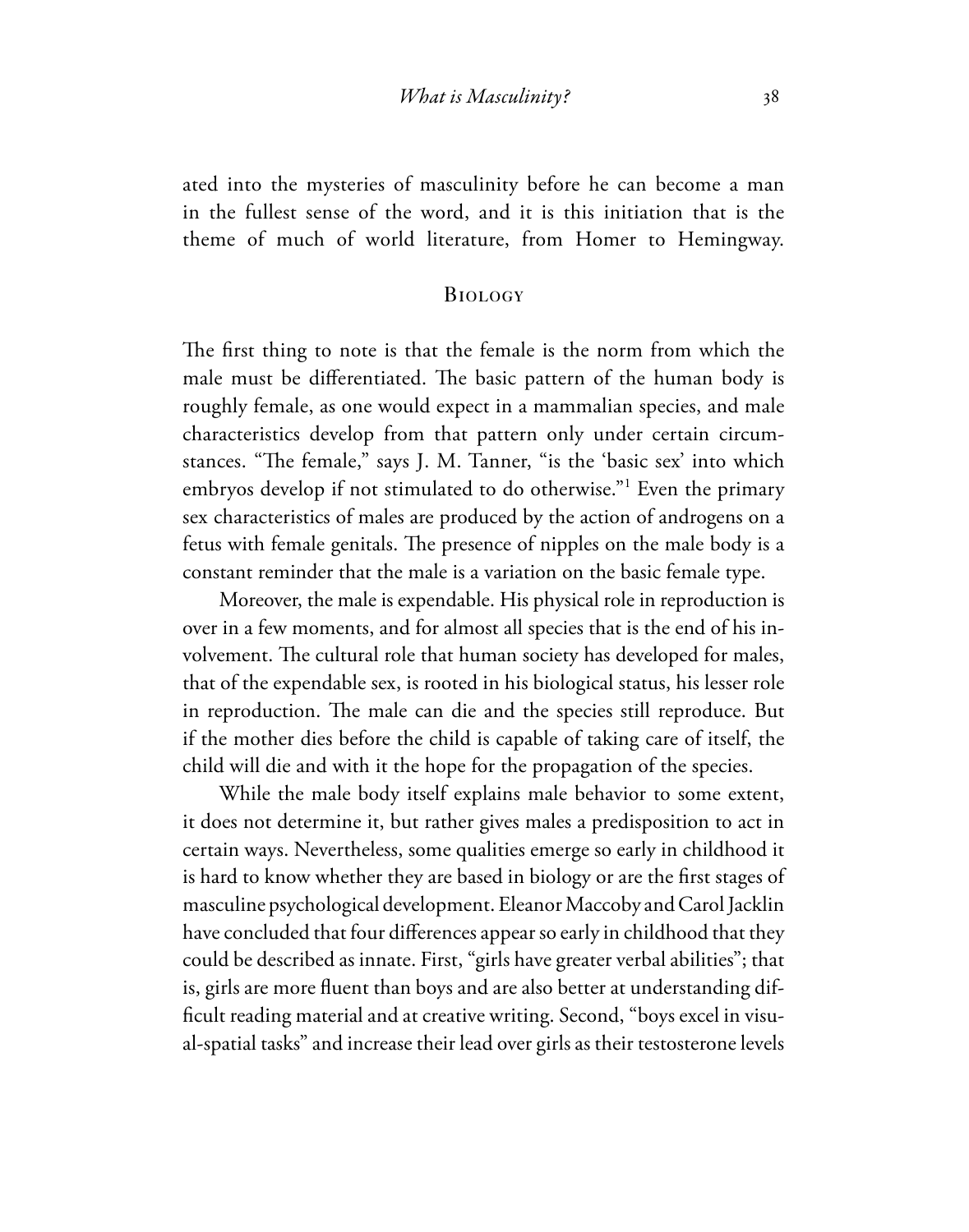ated into the mysteries of masculinity before he can become a man in the fullest sense of the word, and it is this initiation that is the theme of much of world literature, from Homer to Hemingway.

## Biology

The first thing to note is that the female is the norm from which the male must be differentiated. The basic pattern of the human body is roughly female, as one would expect in a mammalian species, and male characteristics develop from that pattern only under certain circumstances. "The female," says J. M. Tanner, "is the 'basic sex' into which embryos develop if not stimulated to do otherwise."[1] Even the primary sex characteristics of males are produced by the action of androgens on a fetus with female genitals. The presence of nipples on the male body is a constant reminder that the male is a variation on the basic female type.

Moreover, the male is expendable. His physical role in reproduction is over in a few moments, and for almost all species that is the end of his involvement. The cultural role that human society has developed for males, that of the expendable sex, is rooted in his biological status, his lesser role in reproduction. The male can die and the species still reproduce. But if the mother dies before the child is capable of taking care of itself, the child will die and with it the hope for the propagation of the species.

While the male body itself explains male behavior to some extent, it does not determine it, but rather gives males a predisposition to act in certain ways. Nevertheless, some qualities emerge so early in childhood it is hard to know whether they are based in biology or are the first stages of masculine psychological development. Eleanor Maccoby and Carol Jacklin have concluded that four differences appear so early in childhood that they could be described as innate. First, "girls have greater verbal abilities"; that is, girls are more fluent than boys and are also better at understanding difficult reading material and at creative writing. Second, "boys excel in visual-spatial tasks" and increase their lead over girls as their testosterone levels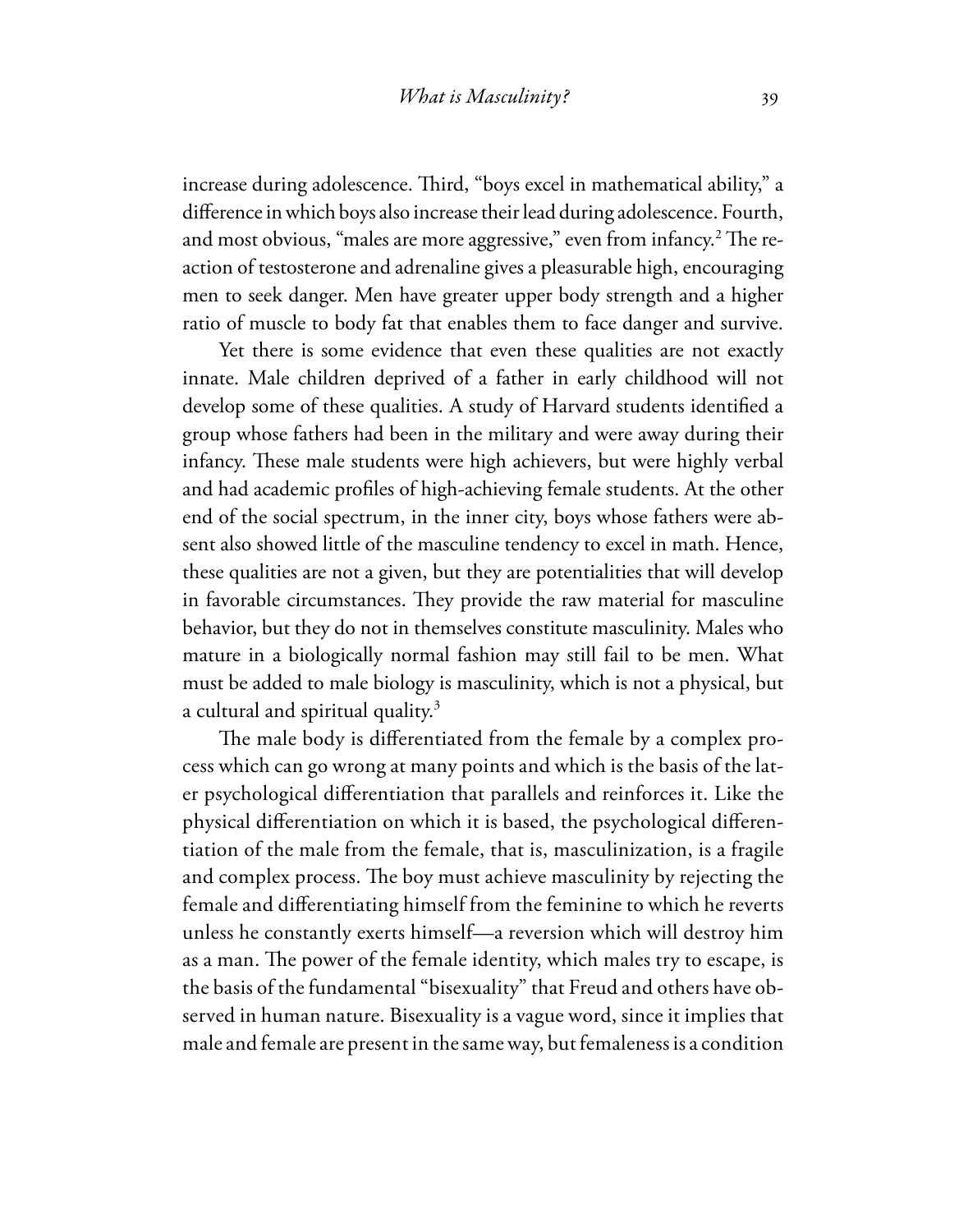increase during adolescence. Third, "boys excel in mathematical ability," a difference in which boys also increase their lead during adolescence. Fourth, and most obvious, "males are more aggressive," even from infancy.[2] The reaction of testosterone and adrenaline gives a pleasurable high, encouraging men to seek danger. Men have greater upper body strength and a higher ratio of muscle to body fat that enables them to face danger and survive.

Yet there is some evidence that even these qualities are not exactly innate. Male children deprived of a father in early childhood will not develop some of these qualities. A study of Harvard students identified a group whose fathers had been in the military and were away during their infancy. These male students were high achievers, but were highly verbal and had academic profiles of high-achieving female students. At the other end of the social spectrum, in the inner city, boys whose fathers were absent also showed little of the masculine tendency to excel in math. Hence, these qualities are not a given, but they are potentialities that will develop in favorable circumstances. They provide the raw material for masculine behavior, but they do not in themselves constitute masculinity. Males who mature in a biologically normal fashion may still fail to be men. What must be added to male biology is masculinity, which is not a physical, but a cultural and spiritual quality.[3]

The male body is differentiated from the female by a complex process which can go wrong at many points and which is the basis of the later psychological differentiation that parallels and reinforces it. Like the physical differentiation on which it is based, the psychological differentiation of the male from the female, that is, masculinization, is a fragile and complex process. The boy must achieve masculinity by rejecting the female and differentiating himself from the feminine to which he reverts unless he constantly exerts himself—a reversion which will destroy him as a man. The power of the female identity, which males try to escape, is the basis of the fundamental "bisexuality" that Freud and others have observed in human nature. Bisexuality is a vague word, since it implies that male and female are present in the same way, but femaleness is a condition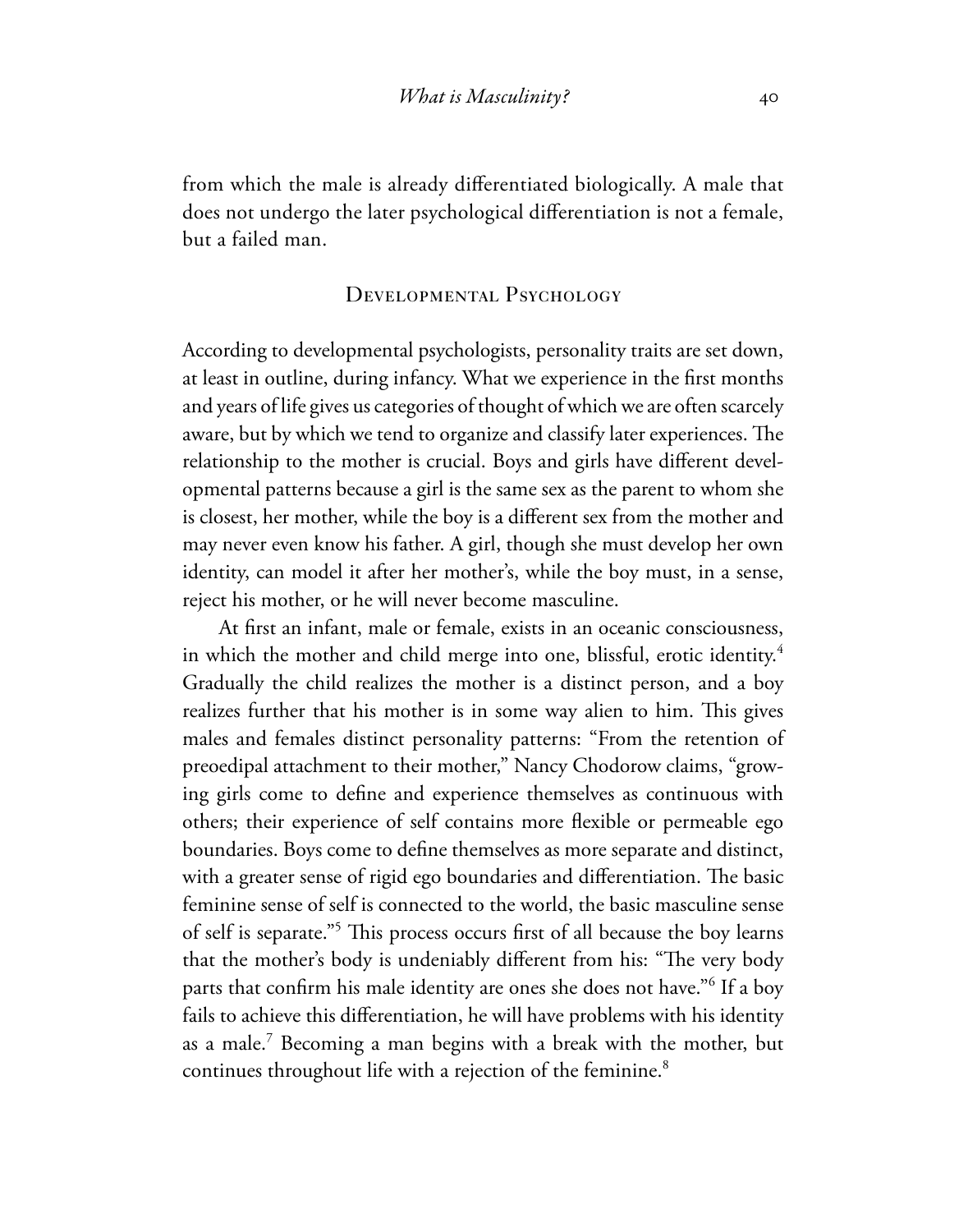from which the male is already differentiated biologically. A male that does not undergo the later psychological differentiation is not a female, but a failed man.

## Developmental Psychology

According to developmental psychologists, personality traits are set down, at least in outline, during infancy. What we experience in the first months and years of life gives us categories of thought of which we are often scarcely aware, but by which we tend to organize and classify later experiences. The relationship to the mother is crucial. Boys and girls have different developmental patterns because a girl is the same sex as the parent to whom she is closest, her mother, while the boy is a different sex from the mother and may never even know his father. A girl, though she must develop her own identity, can model it after her mother's, while the boy must, in a sense, reject his mother, or he will never become masculine.

At first an infant, male or female, exists in an oceanic consciousness, in which the mother and child merge into one, blissful, erotic identity.[4] Gradually the child realizes the mother is a distinct person, and a boy realizes further that his mother is in some way alien to him. This gives males and females distinct personality patterns: "From the retention of preoedipal attachment to their mother," Nancy Chodorow claims, "growing girls come to define and experience themselves as continuous with others; their experience of self contains more flexible or permeable ego boundaries. Boys come to define themselves as more separate and distinct, with a greater sense of rigid ego boundaries and differentiation. The basic feminine sense of self is connected to the world, the basic masculine sense of self is separate."[5] This process occurs first of all because the boy learns that the mother's body is undeniably different from his: "The very body parts that confirm his male identity are ones she does not have."[6] If a boy fails to achieve this differentiation, he will have problems with his identity as a male.[7] Becoming a man begins with a break with the mother, but continues throughout life with a rejection of the feminine.[8]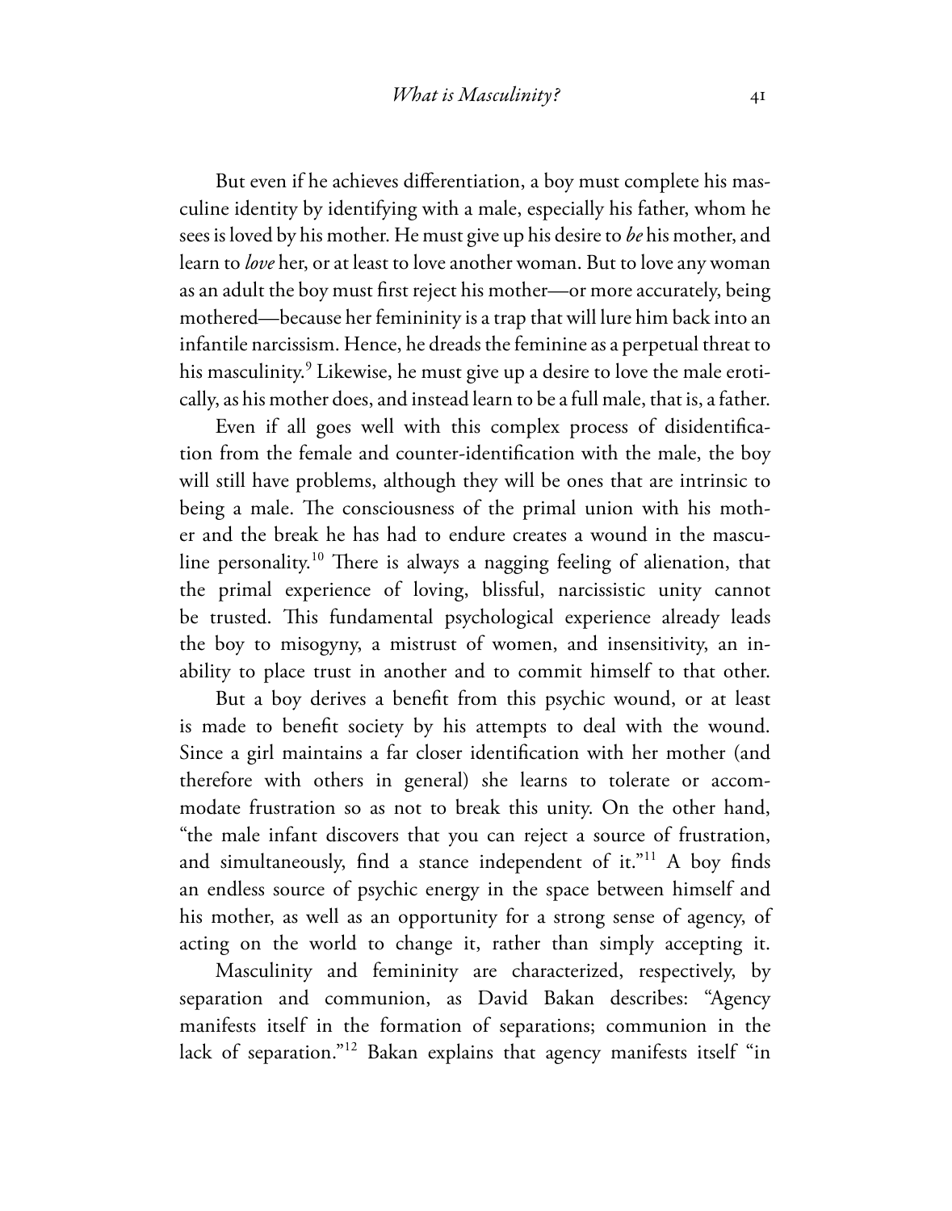But even if he achieves differentiation, a boy must complete his masculine identity by identifying with a male, especially his father, whom he sees is loved by his mother. He must give up his desire to *be* his mother, and learn to *love* her, or at least to love another woman. But to love any woman as an adult the boy must first reject his mother—or more accurately, being mothered—because her femininity is a trap that will lure him back into an infantile narcissism. Hence, he dreads the feminine as a perpetual threat to his masculinity.[9] Likewise, he must give up a desire to love the male erotically, as his mother does, and instead learn to be a full male, that is, a father.

Even if all goes well with this complex process of disidentification from the female and counter-identification with the male, the boy will still have problems, although they will be ones that are intrinsic to being a male. The consciousness of the primal union with his mother and the break he has had to endure creates a wound in the masculine personality.[10] There is always a nagging feeling of alienation, that the primal experience of loving, blissful, narcissistic unity cannot be trusted. This fundamental psychological experience already leads the boy to misogyny, a mistrust of women, and insensitivity, an inability to place trust in another and to commit himself to that other.

But a boy derives a benefit from this psychic wound, or at least is made to benefit society by his attempts to deal with the wound. Since a girl maintains a far closer identification with her mother (and therefore with others in general) she learns to tolerate or accommodate frustration so as not to break this unity. On the other hand, "the male infant discovers that you can reject a source of frustration, and simultaneously, find a stance independent of it."[11] A boy finds an endless source of psychic energy in the space between himself and his mother, as well as an opportunity for a strong sense of agency, of acting on the world to change it, rather than simply accepting it.

Masculinity and femininity are characterized, respectively, by separation and communion, as David Bakan describes: "Agency manifests itself in the formation of separations; communion in the lack of separation."[12] Bakan explains that agency manifests itself "in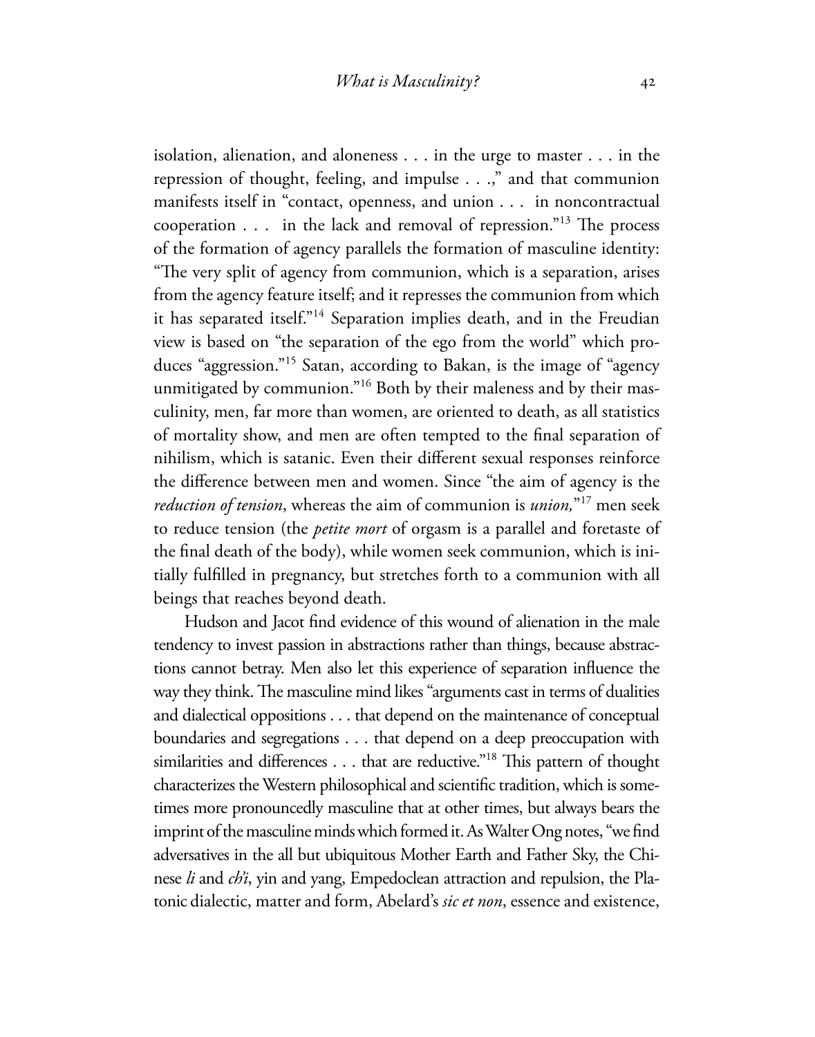isolation, alienation, and aloneness . . . in the urge to master . . . in the repression of thought, feeling, and impulse . . .," and that communion manifests itself in "contact, openness, and union . . . in noncontractual cooperation . . . in the lack and removal of repression."[13] The process of the formation of agency parallels the formation of masculine identity: "The very split of agency from communion, which is a separation, arises from the agency feature itself; and it represses the communion from which it has separated itself."[14] Separation implies death, and in the Freudian view is based on "the separation of the ego from the world" which produces "aggression."[15] Satan, according to Bakan, is the image of "agency unmitigated by communion."[16] Both by their maleness and by their masculinity, men, far more than women, are oriented to death, as all statistics of mortality show, and men are often tempted to the final separation of nihilism, which is satanic. Even their different sexual responses reinforce the difference between men and women. Since "the aim of agency is the *reduction of tension*, whereas the aim of communion is *union,*"[17] men seek to reduce tension (the *petite mort* of orgasm is a parallel and foretaste of the final death of the body), while women seek communion, which is initially fulfilled in pregnancy, but stretches forth to a communion with all beings that reaches beyond death.

Hudson and Jacot find evidence of this wound of alienation in the male tendency to invest passion in abstractions rather than things, because abstractions cannot betray. Men also let this experience of separation influence the way they think. The masculine mind likes "arguments cast in terms of dualities and dialectical oppositions . . . that depend on the maintenance of conceptual boundaries and segregations . . . that depend on a deep preoccupation with similarities and differences . . . that are reductive."[18] This pattern of thought characterizes the Western philosophical and scientific tradition, which is sometimes more pronouncedly masculine that at other times, but always bears the imprint of the masculine minds which formed it. As Walter Ong notes, "we find adversatives in the all but ubiquitous Mother Earth and Father Sky, the Chinese *li* and *ch'i*, yin and yang, Empedoclean attraction and repulsion, the Platonic dialectic, matter and form, Abelard's *sic et non*, essence and existence,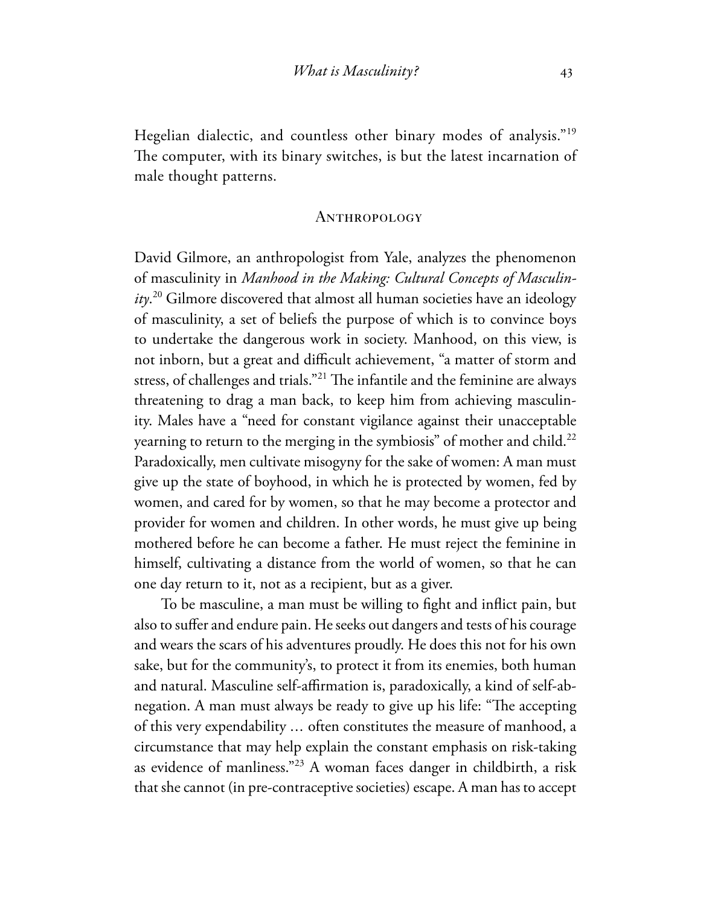Hegelian dialectic, and countless other binary modes of analysis."[19] The computer, with its binary switches, is but the latest incarnation of male thought patterns.

## Anthropology

David Gilmore, an anthropologist from Yale, analyzes the phenomenon of masculinity in *Manhood in the Making: Cultural Concepts of Masculinity*.[20] Gilmore discovered that almost all human societies have an ideology of masculinity, a set of beliefs the purpose of which is to convince boys to undertake the dangerous work in society. Manhood, on this view, is not inborn, but a great and difficult achievement, "a matter of storm and stress, of challenges and trials."[21] The infantile and the feminine are always threatening to drag a man back, to keep him from achieving masculinity. Males have a "need for constant vigilance against their unacceptable yearning to return to the merging in the symbiosis" of mother and child.[22] Paradoxically, men cultivate misogyny for the sake of women: A man must give up the state of boyhood, in which he is protected by women, fed by women, and cared for by women, so that he may become a protector and provider for women and children. In other words, he must give up being mothered before he can become a father. He must reject the feminine in himself, cultivating a distance from the world of women, so that he can one day return to it, not as a recipient, but as a giver.

To be masculine, a man must be willing to fight and inflict pain, but also to suffer and endure pain. He seeks out dangers and tests of his courage and wears the scars of his adventures proudly. He does this not for his own sake, but for the community's, to protect it from its enemies, both human and natural. Masculine self-affirmation is, paradoxically, a kind of self-abnegation. A man must always be ready to give up his life: "The accepting of this very expendability … often constitutes the measure of manhood, a circumstance that may help explain the constant emphasis on risk-taking as evidence of manliness."[23] A woman faces danger in childbirth, a risk that she cannot (in pre-contraceptive societies) escape. A man has to accept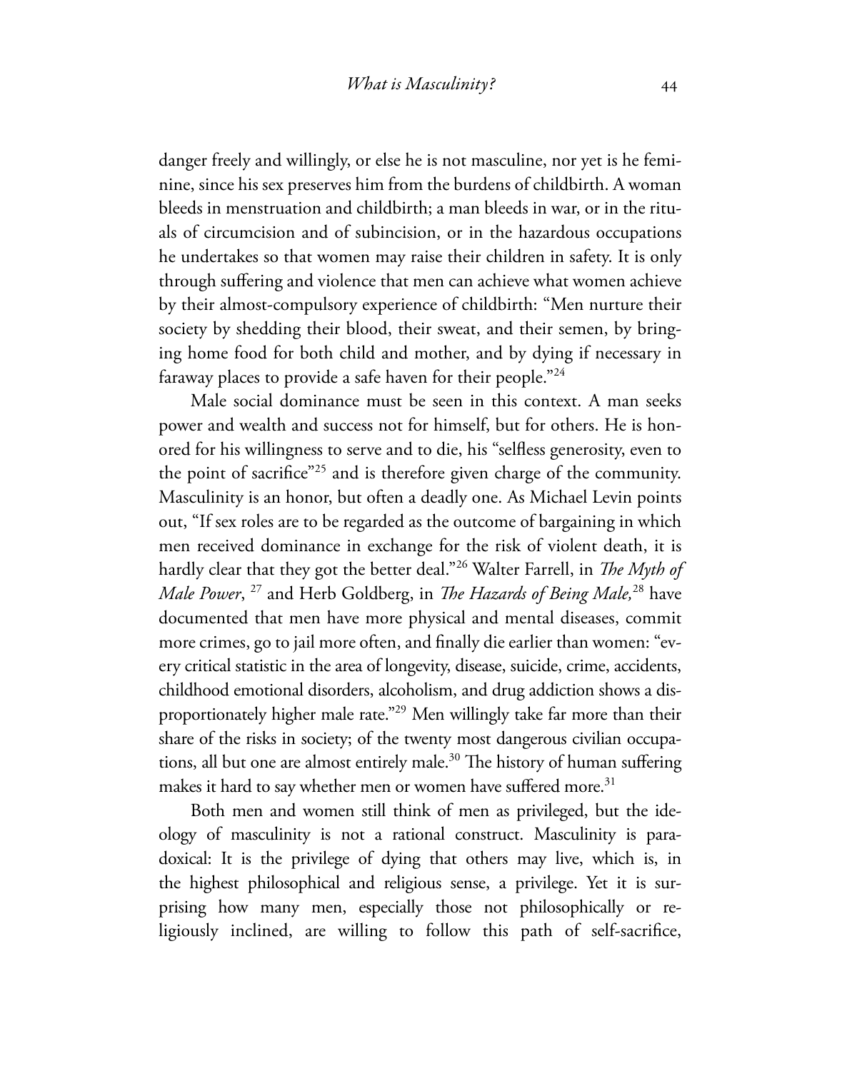danger freely and willingly, or else he is not masculine, nor yet is he feminine, since his sex preserves him from the burdens of childbirth. A woman bleeds in menstruation and childbirth; a man bleeds in war, or in the rituals of circumcision and of subincision, or in the hazardous occupations he undertakes so that women may raise their children in safety. It is only through suffering and violence that men can achieve what women achieve by their almost-compulsory experience of childbirth: "Men nurture their society by shedding their blood, their sweat, and their semen, by bringing home food for both child and mother, and by dying if necessary in faraway places to provide a safe haven for their people."[24]

Male social dominance must be seen in this context. A man seeks power and wealth and success not for himself, but for others. He is honored for his willingness to serve and to die, his "selfless generosity, even to the point of sacrifice"[25] and is therefore given charge of the community. Masculinity is an honor, but often a deadly one. As Michael Levin points out, "If sex roles are to be regarded as the outcome of bargaining in which men received dominance in exchange for the risk of violent death, it is hardly clear that they got the better deal."[26] Walter Farrell, in *The Myth of Male Power*, [27] and Herb Goldberg, in *The Hazards of Being Male,*[28] have documented that men have more physical and mental diseases, commit more crimes, go to jail more often, and finally die earlier than women: "every critical statistic in the area of longevity, disease, suicide, crime, accidents, childhood emotional disorders, alcoholism, and drug addiction shows a disproportionately higher male rate."[29] Men willingly take far more than their share of the risks in society; of the twenty most dangerous civilian occupations, all but one are almost entirely male.[30] The history of human suffering makes it hard to say whether men or women have suffered more.[31]

Both men and women still think of men as privileged, but the ideology of masculinity is not a rational construct. Masculinity is paradoxical: It is the privilege of dying that others may live, which is, in the highest philosophical and religious sense, a privilege. Yet it is surprising how many men, especially those not philosophically or religiously inclined, are willing to follow this path of self-sacrifice,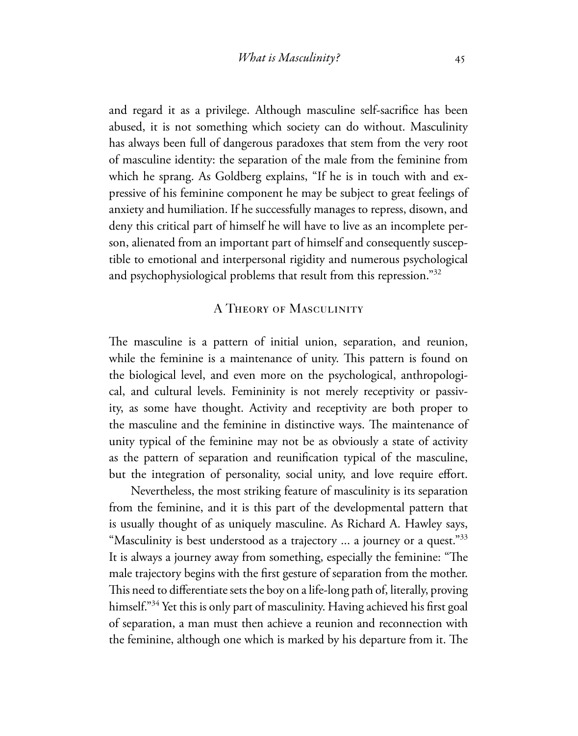and regard it as a privilege. Although masculine self-sacrifice has been abused, it is not something which society can do without. Masculinity has always been full of dangerous paradoxes that stem from the very root of masculine identity: the separation of the male from the feminine from which he sprang. As Goldberg explains, "If he is in touch with and expressive of his feminine component he may be subject to great feelings of anxiety and humiliation. If he successfully manages to repress, disown, and deny this critical part of himself he will have to live as an incomplete person, alienated from an important part of himself and consequently susceptible to emotional and interpersonal rigidity and numerous psychological and psychophysiological problems that result from this repression."[32]

## A Theory of Masculinity

The masculine is a pattern of initial union, separation, and reunion, while the feminine is a maintenance of unity. This pattern is found on the biological level, and even more on the psychological, anthropological, and cultural levels. Femininity is not merely receptivity or passivity, as some have thought. Activity and receptivity are both proper to the masculine and the feminine in distinctive ways. The maintenance of unity typical of the feminine may not be as obviously a state of activity as the pattern of separation and reunification typical of the masculine, but the integration of personality, social unity, and love require effort.

Nevertheless, the most striking feature of masculinity is its separation from the feminine, and it is this part of the developmental pattern that is usually thought of as uniquely masculine. As Richard A. Hawley says, "Masculinity is best understood as a trajectory ... a journey or a quest."[33] It is always a journey away from something, especially the feminine: "The male trajectory begins with the first gesture of separation from the mother. This need to differentiate sets the boy on a life-long path of, literally, proving himself."[34] Yet this is only part of masculinity. Having achieved his first goal of separation, a man must then achieve a reunion and reconnection with the feminine, although one which is marked by his departure from it. The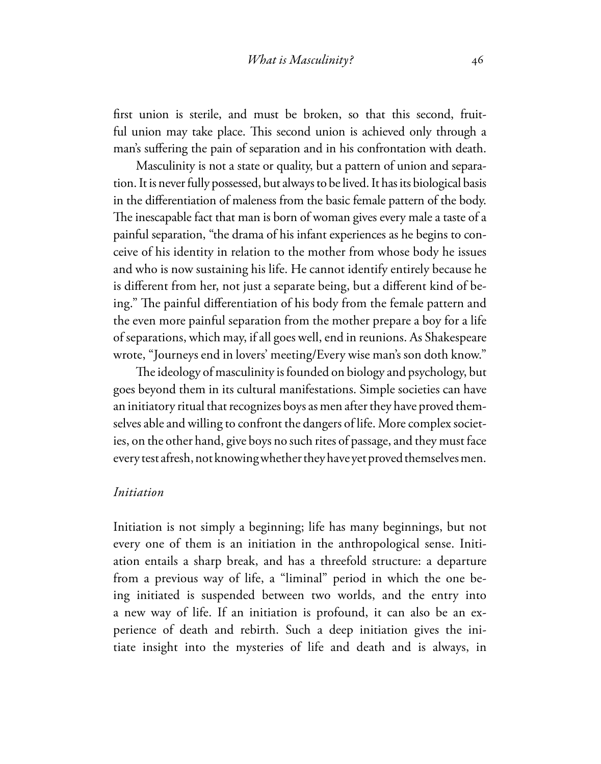first union is sterile, and must be broken, so that this second, fruitful union may take place. This second union is achieved only through a man's suffering the pain of separation and in his confrontation with death.

Masculinity is not a state or quality, but a pattern of union and separation. It is never fully possessed, but always to be lived. It has its biological basis in the differentiation of maleness from the basic female pattern of the body. The inescapable fact that man is born of woman gives every male a taste of a painful separation, "the drama of his infant experiences as he begins to conceive of his identity in relation to the mother from whose body he issues and who is now sustaining his life. He cannot identify entirely because he is different from her, not just a separate being, but a different kind of being." The painful differentiation of his body from the female pattern and the even more painful separation from the mother prepare a boy for a life of separations, which may, if all goes well, end in reunions. As Shakespeare wrote, "Journeys end in lovers' meeting/Every wise man's son doth know."

The ideology of masculinity is founded on biology and psychology, but goes beyond them in its cultural manifestations. Simple societies can have an initiatory ritual that recognizes boys as men after they have proved themselves able and willing to confront the dangers of life. More complex societies, on the other hand, give boys no such rites of passage, and they must face every test afresh, not knowing whether they have yet proved themselves men.

### *Initiation*

Initiation is not simply a beginning; life has many beginnings, but not every one of them is an initiation in the anthropological sense. Initiation entails a sharp break, and has a threefold structure: a departure from a previous way of life, a "liminal" period in which the one being initiated is suspended between two worlds, and the entry into a new way of life. If an initiation is profound, it can also be an experience of death and rebirth. Such a deep initiation gives the initiate insight into the mysteries of life and death and is always, in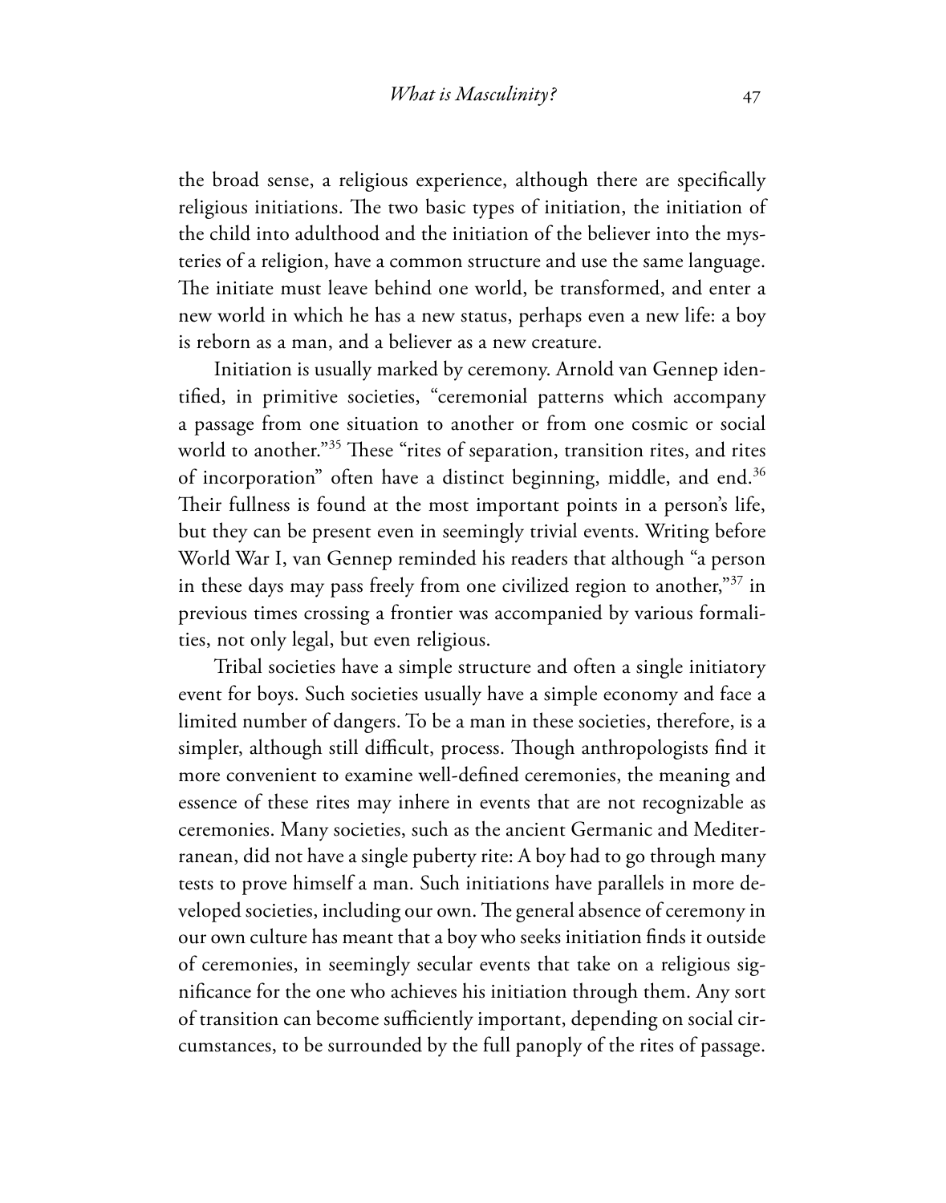the broad sense, a religious experience, although there are specifically religious initiations. The two basic types of initiation, the initiation of the child into adulthood and the initiation of the believer into the mysteries of a religion, have a common structure and use the same language. The initiate must leave behind one world, be transformed, and enter a new world in which he has a new status, perhaps even a new life: a boy is reborn as a man, and a believer as a new creature.

Initiation is usually marked by ceremony. Arnold van Gennep identified, in primitive societies, "ceremonial patterns which accompany a passage from one situation to another or from one cosmic or social world to another."[35] These "rites of separation, transition rites, and rites of incorporation" often have a distinct beginning, middle, and end.[36] Their fullness is found at the most important points in a person's life, but they can be present even in seemingly trivial events. Writing before World War I, van Gennep reminded his readers that although "a person in these days may pass freely from one civilized region to another,"[37] in previous times crossing a frontier was accompanied by various formalities, not only legal, but even religious.

Tribal societies have a simple structure and often a single initiatory event for boys. Such societies usually have a simple economy and face a limited number of dangers. To be a man in these societies, therefore, is a simpler, although still difficult, process. Though anthropologists find it more convenient to examine well-defined ceremonies, the meaning and essence of these rites may inhere in events that are not recognizable as ceremonies. Many societies, such as the ancient Germanic and Mediterranean, did not have a single puberty rite: A boy had to go through many tests to prove himself a man. Such initiations have parallels in more developed societies, including our own. The general absence of ceremony in our own culture has meant that a boy who seeks initiation finds it outside of ceremonies, in seemingly secular events that take on a religious significance for the one who achieves his initiation through them. Any sort of transition can become sufficiently important, depending on social circumstances, to be surrounded by the full panoply of the rites of passage.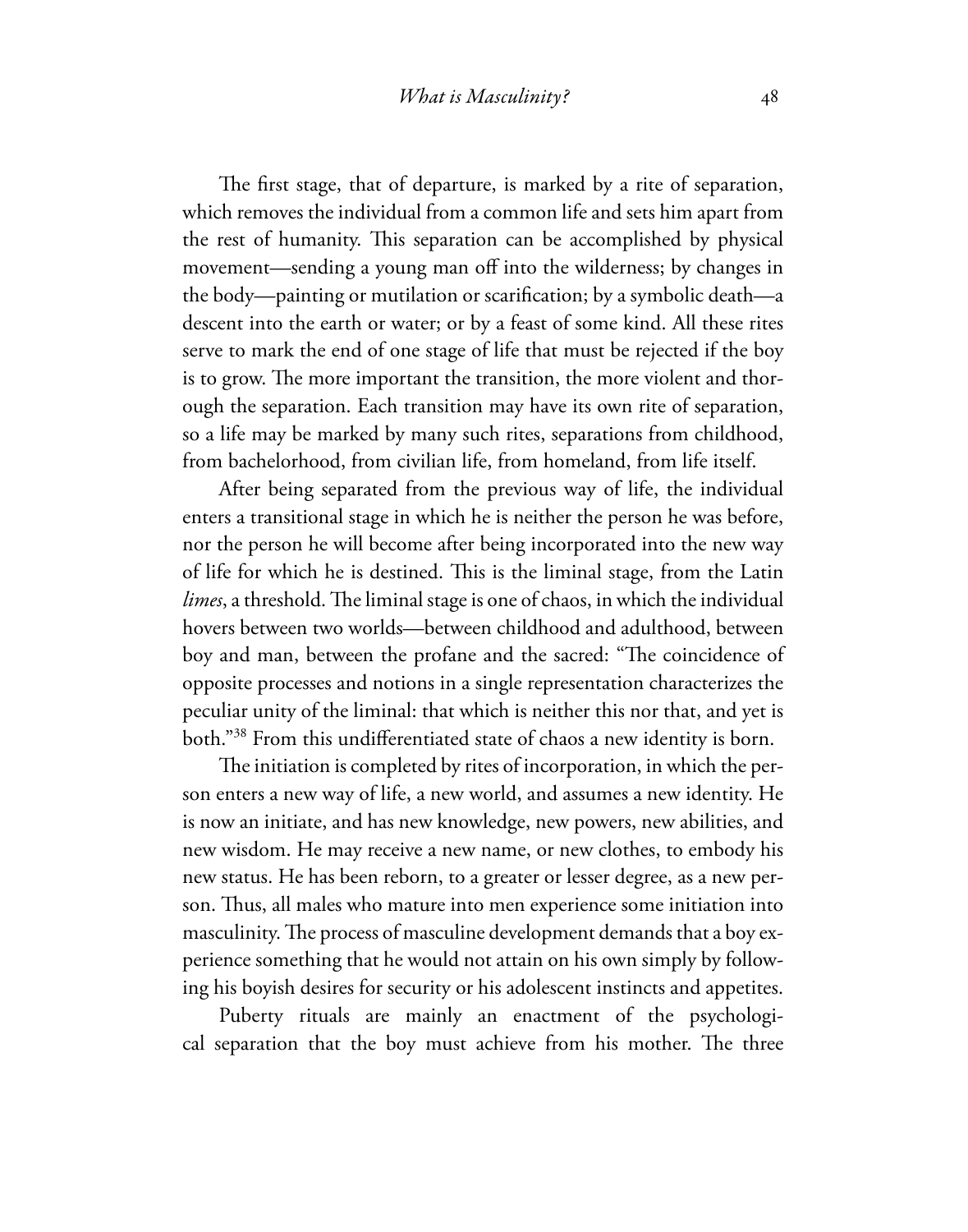The first stage, that of departure, is marked by a rite of separation, which removes the individual from a common life and sets him apart from the rest of humanity. This separation can be accomplished by physical movement—sending a young man off into the wilderness; by changes in the body—painting or mutilation or scarification; by a symbolic death—a descent into the earth or water; or by a feast of some kind. All these rites serve to mark the end of one stage of life that must be rejected if the boy is to grow. The more important the transition, the more violent and thorough the separation. Each transition may have its own rite of separation, so a life may be marked by many such rites, separations from childhood, from bachelorhood, from civilian life, from homeland, from life itself.

After being separated from the previous way of life, the individual enters a transitional stage in which he is neither the person he was before, nor the person he will become after being incorporated into the new way of life for which he is destined. This is the liminal stage, from the Latin *limes*, a threshold. The liminal stage is one of chaos, in which the individual hovers between two worlds—between childhood and adulthood, between boy and man, between the profane and the sacred: "The coincidence of opposite processes and notions in a single representation characterizes the peculiar unity of the liminal: that which is neither this nor that, and yet is both."[38] From this undifferentiated state of chaos a new identity is born.

The initiation is completed by rites of incorporation, in which the person enters a new way of life, a new world, and assumes a new identity. He is now an initiate, and has new knowledge, new powers, new abilities, and new wisdom. He may receive a new name, or new clothes, to embody his new status. He has been reborn, to a greater or lesser degree, as a new person. Thus, all males who mature into men experience some initiation into masculinity. The process of masculine development demands that a boy experience something that he would not attain on his own simply by following his boyish desires for security or his adolescent instincts and appetites.

Puberty rituals are mainly an enactment of the psychological separation that the boy must achieve from his mother. The three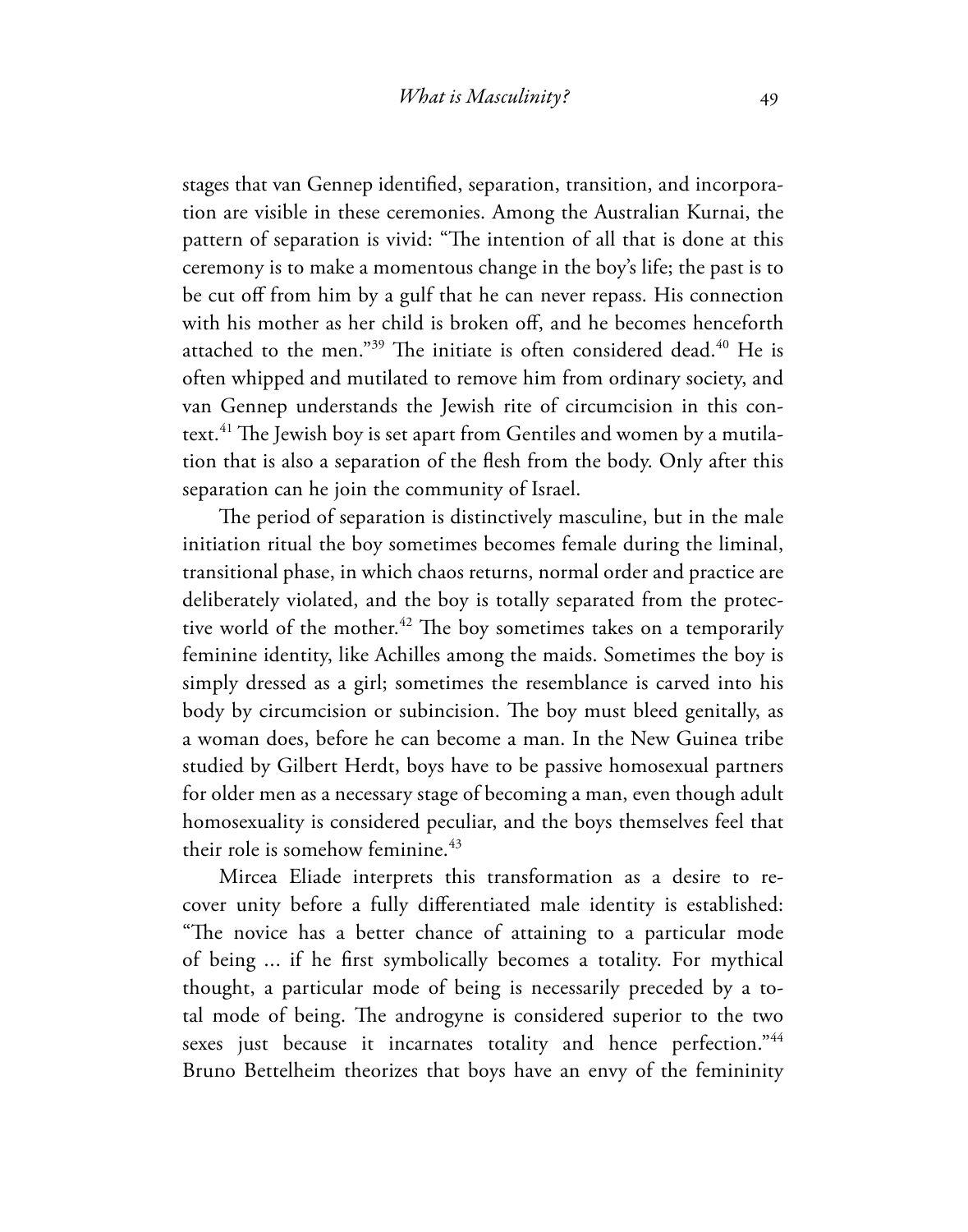stages that van Gennep identified, separation, transition, and incorporation are visible in these ceremonies. Among the Australian Kurnai, the pattern of separation is vivid: "The intention of all that is done at this ceremony is to make a momentous change in the boy's life; the past is to be cut off from him by a gulf that he can never repass. His connection with his mother as her child is broken off, and he becomes henceforth attached to the men."[39] The initiate is often considered dead.[40] He is often whipped and mutilated to remove him from ordinary society, and van Gennep understands the Jewish rite of circumcision in this context.[41] The Jewish boy is set apart from Gentiles and women by a mutilation that is also a separation of the flesh from the body. Only after this separation can he join the community of Israel.

The period of separation is distinctively masculine, but in the male initiation ritual the boy sometimes becomes female during the liminal, transitional phase, in which chaos returns, normal order and practice are deliberately violated, and the boy is totally separated from the protective world of the mother.[42] The boy sometimes takes on a temporarily feminine identity, like Achilles among the maids. Sometimes the boy is simply dressed as a girl; sometimes the resemblance is carved into his body by circumcision or subincision. The boy must bleed genitally, as a woman does, before he can become a man. In the New Guinea tribe studied by Gilbert Herdt, boys have to be passive homosexual partners for older men as a necessary stage of becoming a man, even though adult homosexuality is considered peculiar, and the boys themselves feel that their role is somehow feminine.[43]

Mircea Eliade interprets this transformation as a desire to recover unity before a fully differentiated male identity is established: "The novice has a better chance of attaining to a particular mode of being ... if he first symbolically becomes a totality. For mythical thought, a particular mode of being is necessarily preceded by a total mode of being. The androgyne is considered superior to the two sexes just because it incarnates totality and hence perfection."[44] Bruno Bettelheim theorizes that boys have an envy of the femininity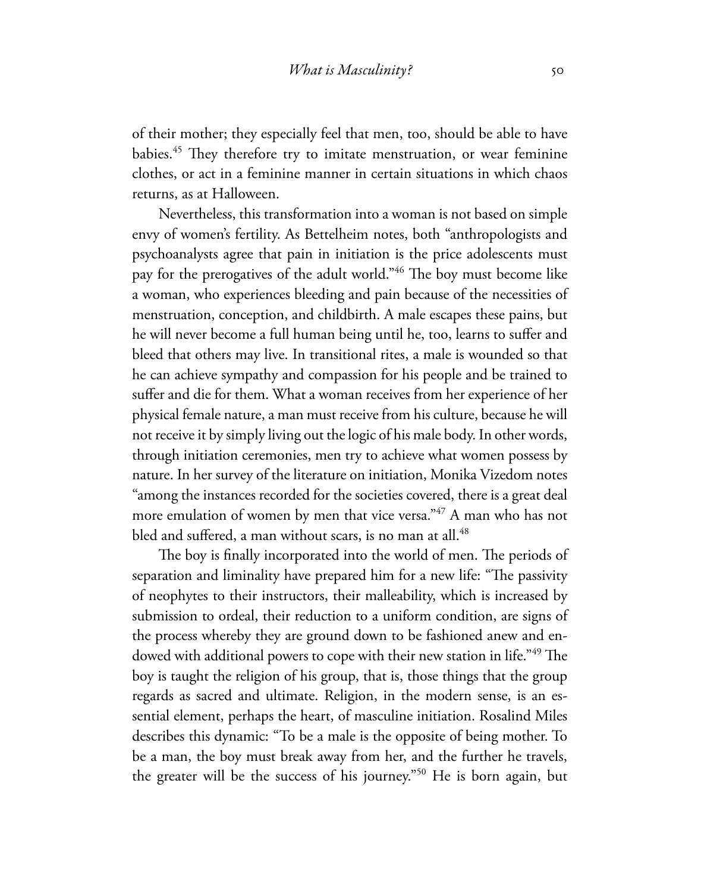of their mother; they especially feel that men, too, should be able to have babies.[45] They therefore try to imitate menstruation, or wear feminine clothes, or act in a feminine manner in certain situations in which chaos returns, as at Halloween.

Nevertheless, this transformation into a woman is not based on simple envy of women's fertility. As Bettelheim notes, both "anthropologists and psychoanalysts agree that pain in initiation is the price adolescents must pay for the prerogatives of the adult world."[46] The boy must become like a woman, who experiences bleeding and pain because of the necessities of menstruation, conception, and childbirth. A male escapes these pains, but he will never become a full human being until he, too, learns to suffer and bleed that others may live. In transitional rites, a male is wounded so that he can achieve sympathy and compassion for his people and be trained to suffer and die for them. What a woman receives from her experience of her physical female nature, a man must receive from his culture, because he will not receive it by simply living out the logic of his male body. In other words, through initiation ceremonies, men try to achieve what women possess by nature. In her survey of the literature on initiation, Monika Vizedom notes "among the instances recorded for the societies covered, there is a great deal more emulation of women by men that vice versa."[47] A man who has not bled and suffered, a man without scars, is no man at all.[48]

The boy is finally incorporated into the world of men. The periods of separation and liminality have prepared him for a new life: "The passivity of neophytes to their instructors, their malleability, which is increased by submission to ordeal, their reduction to a uniform condition, are signs of the process whereby they are ground down to be fashioned anew and endowed with additional powers to cope with their new station in life."[49] The boy is taught the religion of his group, that is, those things that the group regards as sacred and ultimate. Religion, in the modern sense, is an essential element, perhaps the heart, of masculine initiation. Rosalind Miles describes this dynamic: "To be a male is the opposite of being mother. To be a man, the boy must break away from her, and the further he travels, the greater will be the success of his journey."[50] He is born again, but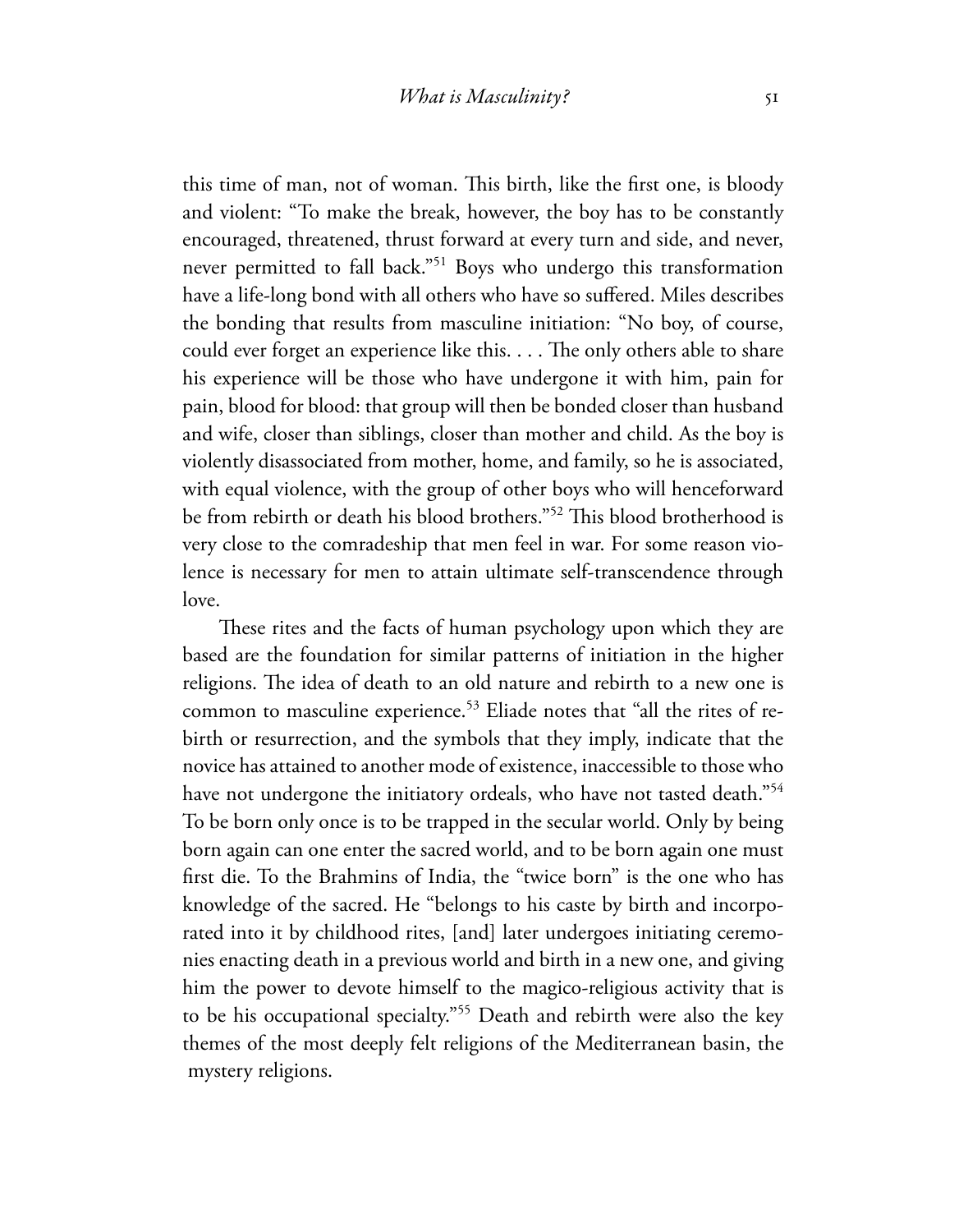this time of man, not of woman. This birth, like the first one, is bloody and violent: "To make the break, however, the boy has to be constantly encouraged, threatened, thrust forward at every turn and side, and never, never permitted to fall back."[51] Boys who undergo this transformation have a life-long bond with all others who have so suffered. Miles describes the bonding that results from masculine initiation: "No boy, of course, could ever forget an experience like this. . . . The only others able to share his experience will be those who have undergone it with him, pain for pain, blood for blood: that group will then be bonded closer than husband and wife, closer than siblings, closer than mother and child. As the boy is violently disassociated from mother, home, and family, so he is associated, with equal violence, with the group of other boys who will henceforward be from rebirth or death his blood brothers."[52] This blood brotherhood is very close to the comradeship that men feel in war. For some reason violence is necessary for men to attain ultimate self-transcendence through love.

These rites and the facts of human psychology upon which they are based are the foundation for similar patterns of initiation in the higher religions. The idea of death to an old nature and rebirth to a new one is common to masculine experience.[53] Eliade notes that "all the rites of rebirth or resurrection, and the symbols that they imply, indicate that the novice has attained to another mode of existence, inaccessible to those who have not undergone the initiatory ordeals, who have not tasted death."[54] To be born only once is to be trapped in the secular world. Only by being born again can one enter the sacred world, and to be born again one must first die. To the Brahmins of India, the "twice born" is the one who has knowledge of the sacred. He "belongs to his caste by birth and incorporated into it by childhood rites, [and] later undergoes initiating ceremonies enacting death in a previous world and birth in a new one, and giving him the power to devote himself to the magico-religious activity that is to be his occupational specialty."[55] Death and rebirth were also the key themes of the most deeply felt religions of the Mediterranean basin, the mystery religions.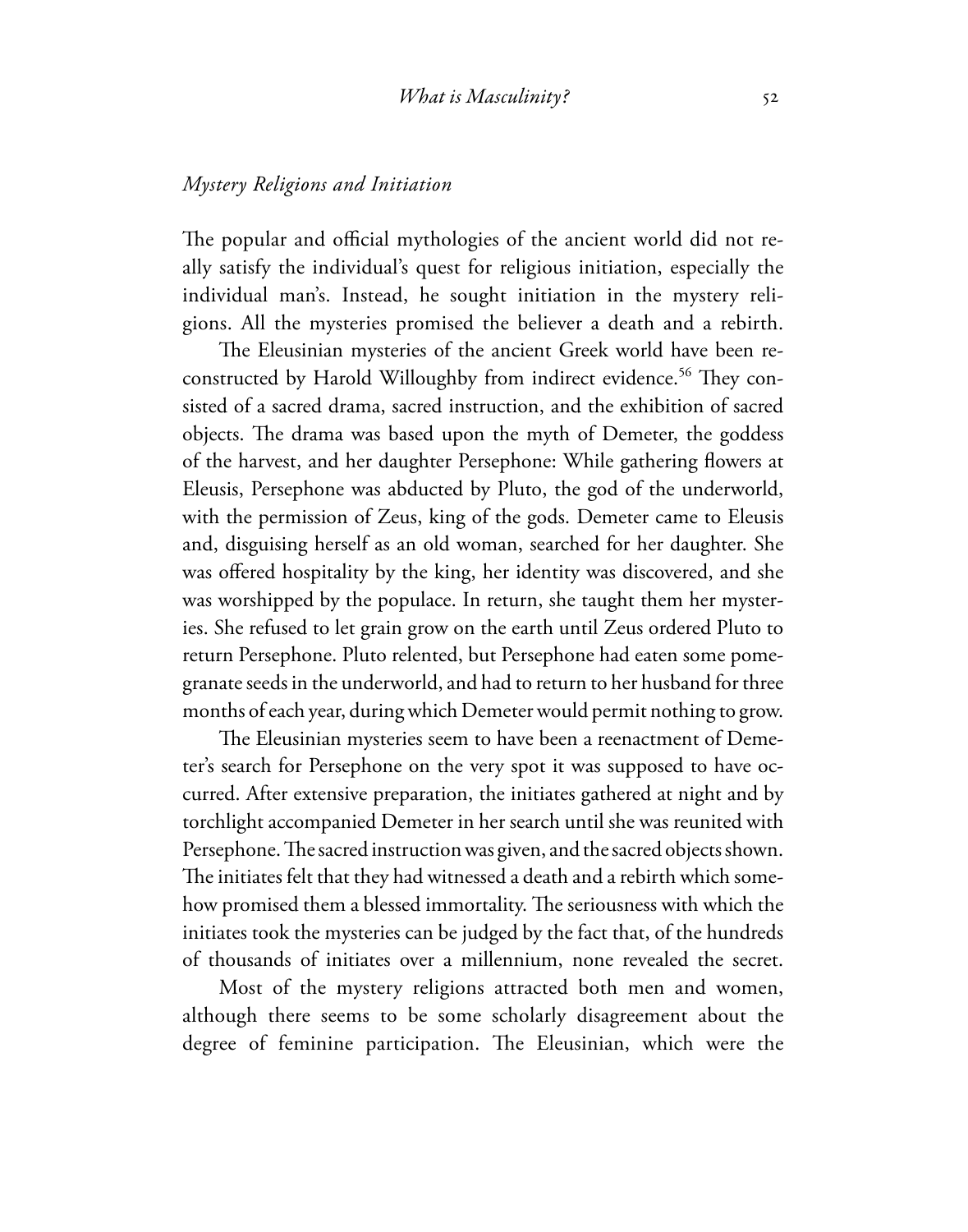*Mystery Religions and Initiation*

The popular and official mythologies of the ancient world did not really satisfy the individual's quest for religious initiation, especially the individual man's. Instead, he sought initiation in the mystery religions. All the mysteries promised the believer a death and a rebirth.

The Eleusinian mysteries of the ancient Greek world have been reconstructed by Harold Willoughby from indirect evidence.[56] They consisted of a sacred drama, sacred instruction, and the exhibition of sacred objects. The drama was based upon the myth of Demeter, the goddess of the harvest, and her daughter Persephone: While gathering flowers at Eleusis, Persephone was abducted by Pluto, the god of the underworld, with the permission of Zeus, king of the gods. Demeter came to Eleusis and, disguising herself as an old woman, searched for her daughter. She was offered hospitality by the king, her identity was discovered, and she was worshipped by the populace. In return, she taught them her mysteries. She refused to let grain grow on the earth until Zeus ordered Pluto to return Persephone. Pluto relented, but Persephone had eaten some pomegranate seeds in the underworld, and had to return to her husband for three months of each year, during which Demeter would permit nothing to grow.

The Eleusinian mysteries seem to have been a reenactment of Demeter's search for Persephone on the very spot it was supposed to have occurred. After extensive preparation, the initiates gathered at night and by torchlight accompanied Demeter in her search until she was reunited with Persephone. The sacred instruction was given, and the sacred objects shown. The initiates felt that they had witnessed a death and a rebirth which somehow promised them a blessed immortality. The seriousness with which the initiates took the mysteries can be judged by the fact that, of the hundreds of thousands of initiates over a millennium, none revealed the secret.

Most of the mystery religions attracted both men and women, although there seems to be some scholarly disagreement about the degree of feminine participation. The Eleusinian, which were the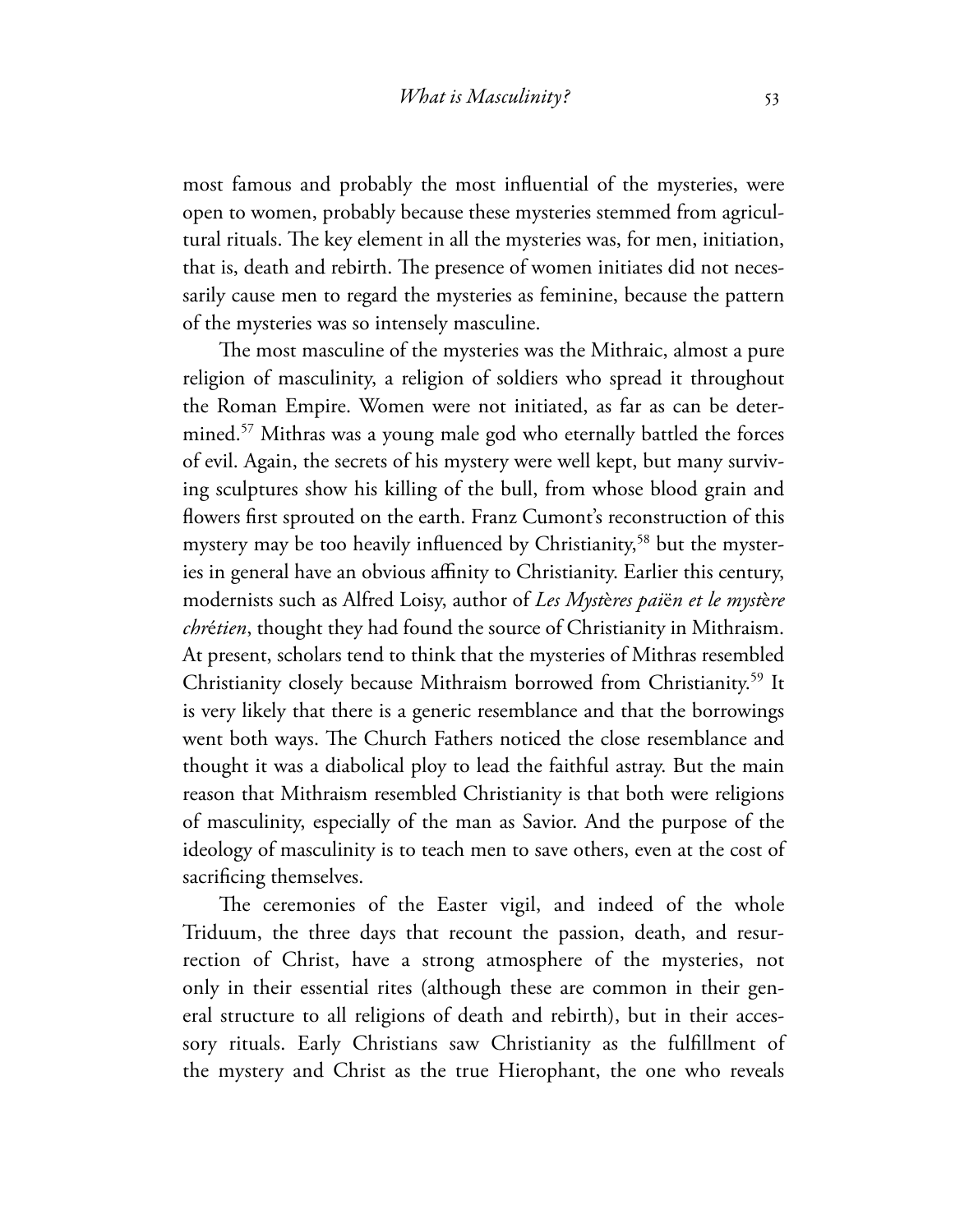most famous and probably the most influential of the mysteries, were open to women, probably because these mysteries stemmed from agricultural rituals. The key element in all the mysteries was, for men, initiation, that is, death and rebirth. The presence of women initiates did not necessarily cause men to regard the mysteries as feminine, because the pattern of the mysteries was so intensely masculine.

The most masculine of the mysteries was the Mithraic, almost a pure religion of masculinity, a religion of soldiers who spread it throughout the Roman Empire. Women were not initiated, as far as can be determined.[57] Mithras was a young male god who eternally battled the forces of evil. Again, the secrets of his mystery were well kept, but many surviving sculptures show his killing of the bull, from whose blood grain and flowers first sprouted on the earth. Franz Cumont's reconstruction of this mystery may be too heavily influenced by Christianity,[58] but the mysteries in general have an obvious affinity to Christianity. Earlier this century, modernists such as Alfred Loisy, author of *Les Mystères paiën et le mystère chrétien*, thought they had found the source of Christianity in Mithraism. At present, scholars tend to think that the mysteries of Mithras resembled Christianity closely because Mithraism borrowed from Christianity.[59] It is very likely that there is a generic resemblance and that the borrowings went both ways. The Church Fathers noticed the close resemblance and thought it was a diabolical ploy to lead the faithful astray. But the main reason that Mithraism resembled Christianity is that both were religions of masculinity, especially of the man as Savior. And the purpose of the ideology of masculinity is to teach men to save others, even at the cost of sacrificing themselves.

The ceremonies of the Easter vigil, and indeed of the whole Triduum, the three days that recount the passion, death, and resurrection of Christ, have a strong atmosphere of the mysteries, not only in their essential rites (although these are common in their general structure to all religions of death and rebirth), but in their accessory rituals. Early Christians saw Christianity as the fulfillment of the mystery and Christ as the true Hierophant, the one who reveals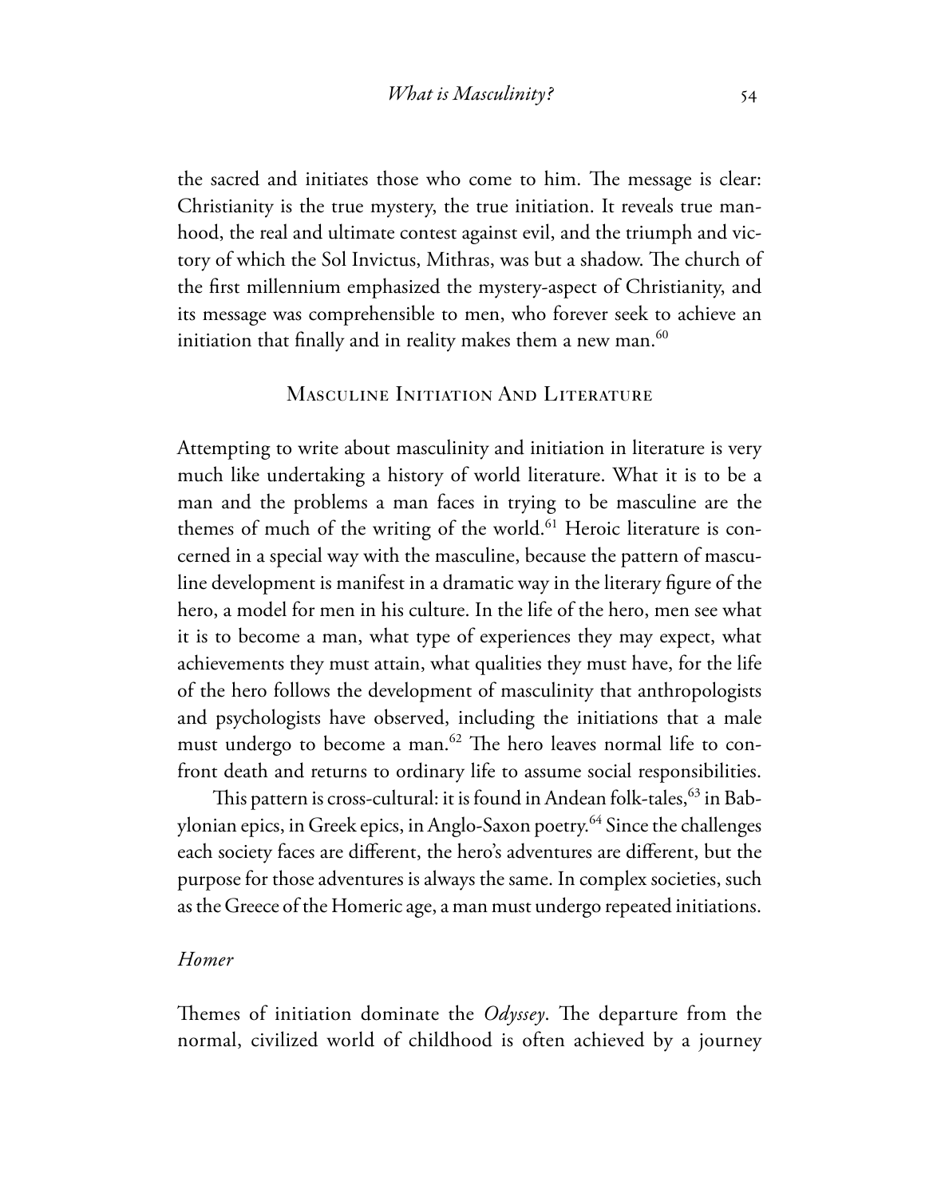the sacred and initiates those who come to him. The message is clear: Christianity is the true mystery, the true initiation. It reveals true manhood, the real and ultimate contest against evil, and the triumph and victory of which the Sol Invictus, Mithras, was but a shadow. The church of the first millennium emphasized the mystery-aspect of Christianity, and its message was comprehensible to men, who forever seek to achieve an initiation that finally and in reality makes them a new man.[60]

## Masculine Initiation And Literature

Attempting to write about masculinity and initiation in literature is very much like undertaking a history of world literature. What it is to be a man and the problems a man faces in trying to be masculine are the themes of much of the writing of the world.[61] Heroic literature is concerned in a special way with the masculine, because the pattern of masculine development is manifest in a dramatic way in the literary figure of the hero, a model for men in his culture. In the life of the hero, men see what it is to become a man, what type of experiences they may expect, what achievements they must attain, what qualities they must have, for the life of the hero follows the development of masculinity that anthropologists and psychologists have observed, including the initiations that a male must undergo to become a man.[62] The hero leaves normal life to confront death and returns to ordinary life to assume social responsibilities.

This pattern is cross-cultural: it is found in Andean folk-tales,[63] in Babylonian epics, in Greek epics, in Anglo-Saxon poetry.[64] Since the challenges each society faces are different, the hero's adventures are different, but the purpose for those adventures is always the same. In complex societies, such as the Greece of the Homeric age, a man must undergo repeated initiations.

### *Homer*

Themes of initiation dominate the *Odyssey*. The departure from the normal, civilized world of childhood is often achieved by a journey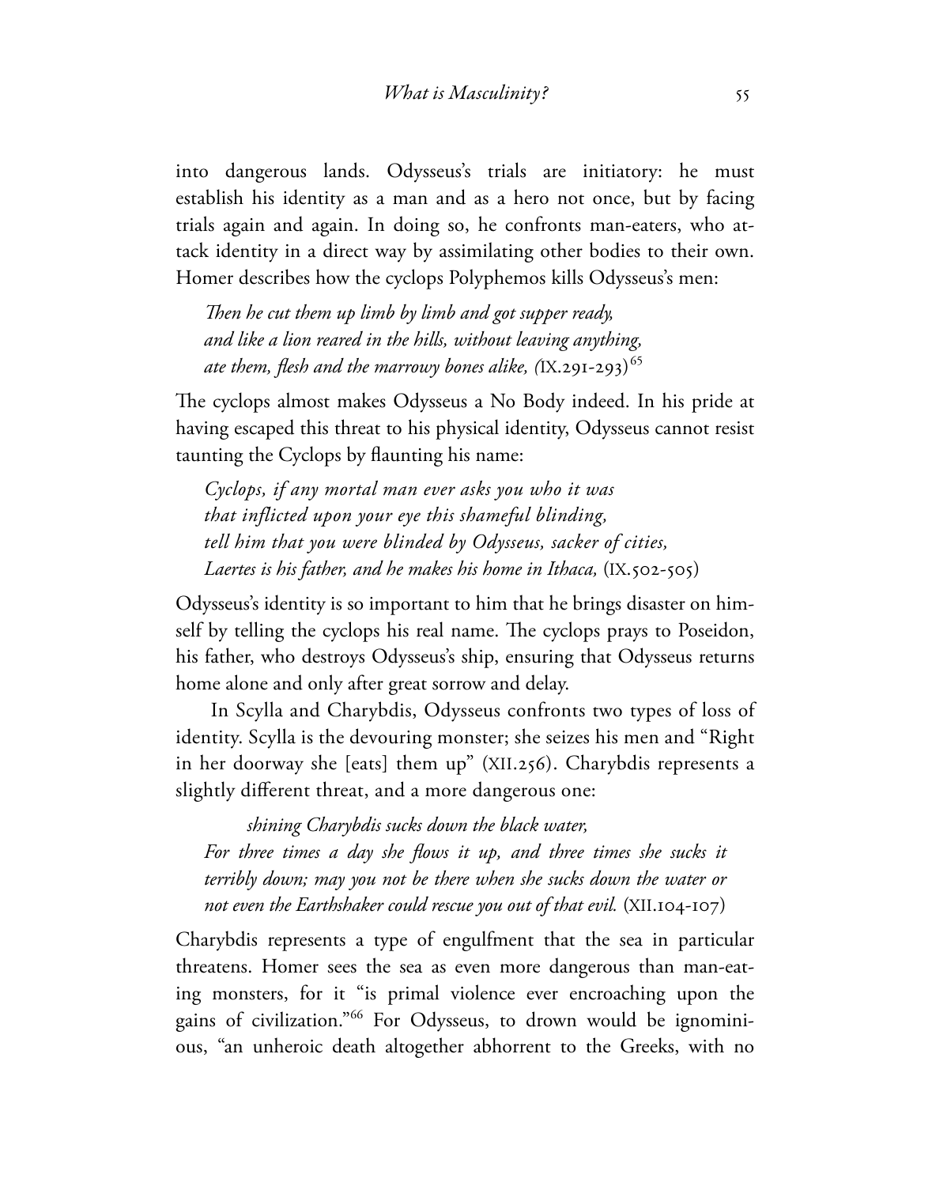into dangerous lands. Odysseus's trials are initiatory: he must establish his identity as a man and as a hero not once, but by facing trials again and again. In doing so, he confronts man-eaters, who attack identity in a direct way by assimilating other bodies to their own. Homer describes how the cyclops Polyphemos kills Odysseus's men:

> *Then he cut them up limb by limb and got supper ready,*
> *and like a lion reared in the hills, without leaving anything,*
> *ate them, flesh and the marrowy bones alike, (*IX.291-293)[65]

The cyclops almost makes Odysseus a No Body indeed. In his pride at having escaped this threat to his physical identity, Odysseus cannot resist taunting the Cyclops by flaunting his name:

> *Cyclops, if any mortal man ever asks you who it was*
> *that inflicted upon your eye this shameful blinding,*
> *tell him that you were blinded by Odysseus, sacker of cities,*
> *Laertes is his father, and he makes his home in Ithaca,* (IX.502-505)

Odysseus's identity is so important to him that he brings disaster on himself by telling the cyclops his real name. The cyclops prays to Poseidon, his father, who destroys Odysseus's ship, ensuring that Odysseus returns home alone and only after great sorrow and delay.

In Scylla and Charybdis, Odysseus confronts two types of loss of identity. Scylla is the devouring monster; she seizes his men and "Right in her doorway she [eats] them up" (XII.256). Charybdis represents a slightly different threat, and a more dangerous one:

> *shining Charybdis sucks down the black water,*
> *For three times a day she flows it up, and three times she sucks it terribly down; may you not be there when she sucks down the water or not even the Earthshaker could rescue you out of that evil.* (XII.104-107)

Charybdis represents a type of engulfment that the sea in particular threatens. Homer sees the sea as even more dangerous than man-eating monsters, for it "is primal violence ever encroaching upon the gains of civilization."[66] For Odysseus, to drown would be ignominious, "an unheroic death altogether abhorrent to the Greeks, with no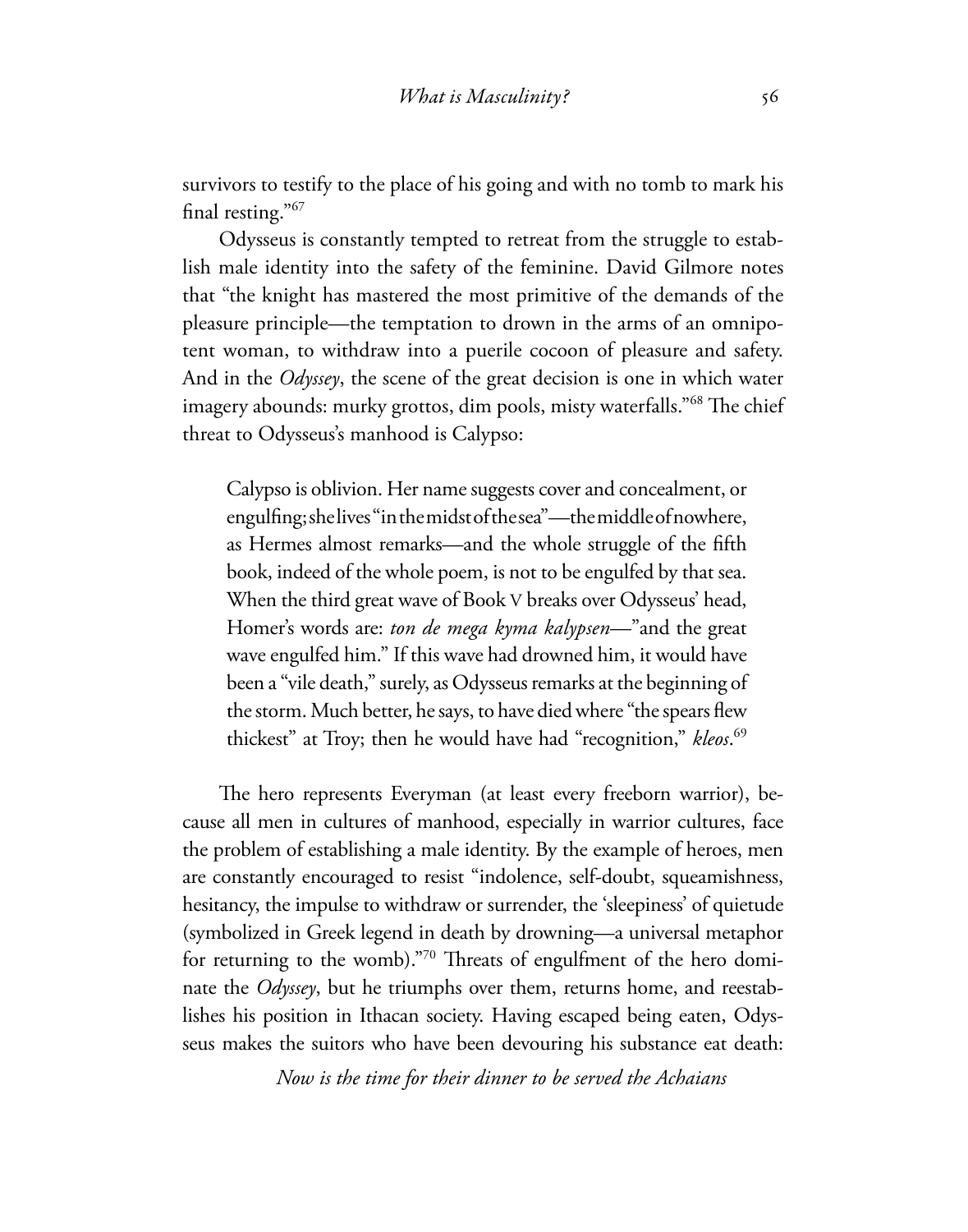survivors to testify to the place of his going and with no tomb to mark his final resting."[67]

Odysseus is constantly tempted to retreat from the struggle to establish male identity into the safety of the feminine. David Gilmore notes that "the knight has mastered the most primitive of the demands of the pleasure principle—the temptation to drown in the arms of an omnipotent woman, to withdraw into a puerile cocoon of pleasure and safety. And in the *Odyssey*, the scene of the great decision is one in which water imagery abounds: murky grottos, dim pools, misty waterfalls."[68] The chief threat to Odysseus's manhood is Calypso:

> Calypso is oblivion. Her name suggests cover and concealment, or engulfing; she lives "in the midst of the sea"—the middle of nowhere, as Hermes almost remarks—and the whole struggle of the fifth book, indeed of the whole poem, is not to be engulfed by that sea. When the third great wave of Book V breaks over Odysseus' head, Homer's words are: *ton de mega kyma kalypsen*—"and the great wave engulfed him." If this wave had drowned him, it would have been a "vile death," surely, as Odysseus remarks at the beginning of the storm. Much better, he says, to have died where "the spears flew thickest" at Troy; then he would have had "recognition," *kleos*.[69]

The hero represents Everyman (at least every freeborn warrior), because all men in cultures of manhood, especially in warrior cultures, face the problem of establishing a male identity. By the example of heroes, men are constantly encouraged to resist "indolence, self-doubt, squeamishness, hesitancy, the impulse to withdraw or surrender, the 'sleepiness' of quietude (symbolized in Greek legend in death by drowning—a universal metaphor for returning to the womb)."[70] Threats of engulfment of the hero dominate the *Odyssey*, but he triumphs over them, returns home, and reestablishes his position in Ithacan society. Having escaped being eaten, Odysseus makes the suitors who have been devouring his substance eat death:

*Now is the time for their dinner to be served the Achaians*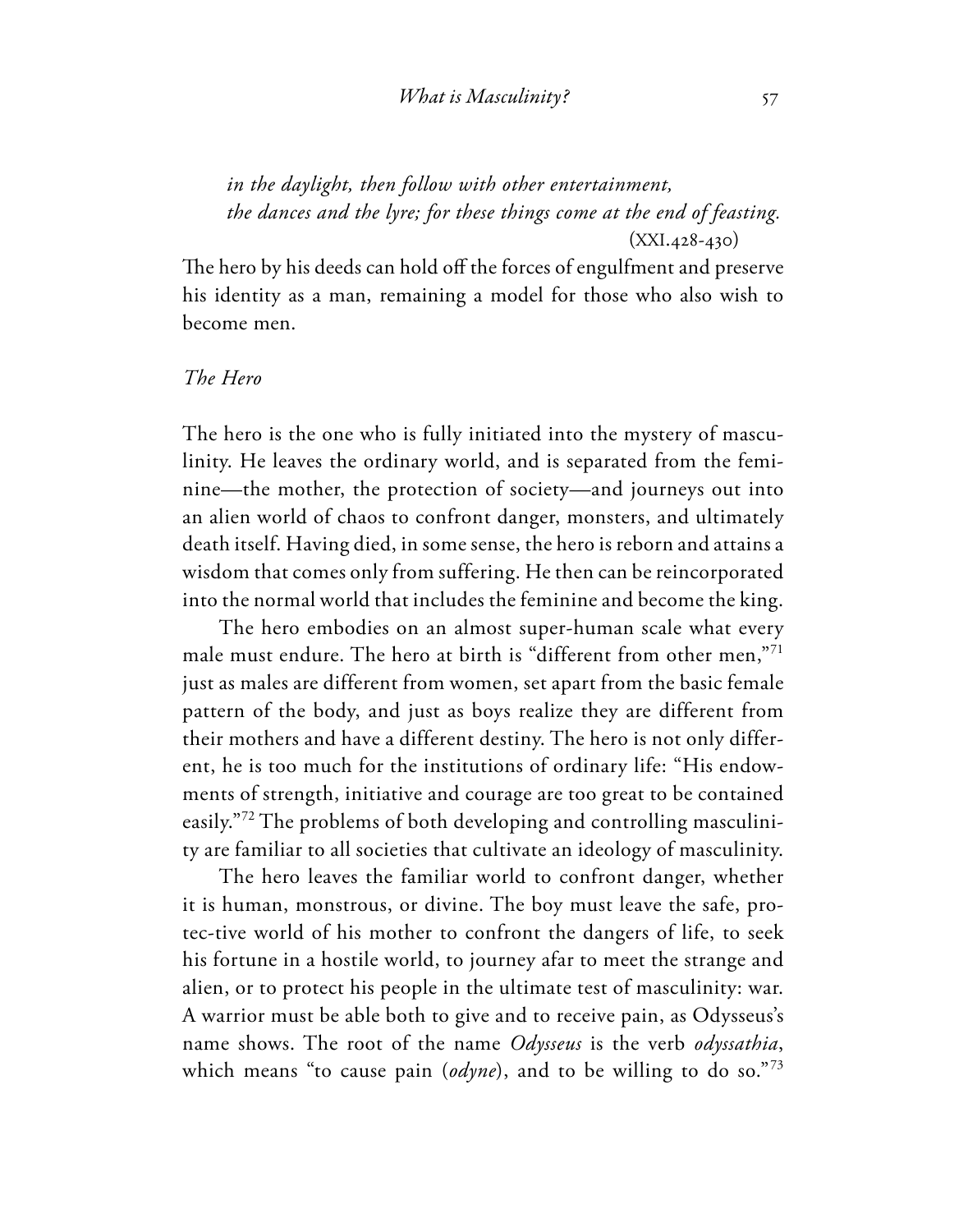*in the daylight, then follow with other entertainment,*
*the dances and the lyre; for these things come at the end of feasting.*
(XXI.428-430)

The hero by his deeds can hold off the forces of engulfment and preserve his identity as a man, remaining a model for those who also wish to become men.

### *The Hero*

The hero is the one who is fully initiated into the mystery of masculinity. He leaves the ordinary world, and is separated from the feminine—the mother, the protection of society—and journeys out into an alien world of chaos to confront danger, monsters, and ultimately death itself. Having died, in some sense, the hero is reborn and attains a wisdom that comes only from suffering. He then can be reincorporated into the normal world that includes the feminine and become the king.

The hero embodies on an almost super-human scale what every male must endure. The hero at birth is "different from other men,"[71] just as males are different from women, set apart from the basic female pattern of the body, and just as boys realize they are different from their mothers and have a different destiny. The hero is not only different, he is too much for the institutions of ordinary life: "His endowments of strength, initiative and courage are too great to be contained easily."[72] The problems of both developing and controlling masculinity are familiar to all societies that cultivate an ideology of masculinity.

The hero leaves the familiar world to confront danger, whether it is human, monstrous, or divine. The boy must leave the safe, protec-tive world of his mother to confront the dangers of life, to seek his fortune in a hostile world, to journey afar to meet the strange and alien, or to protect his people in the ultimate test of masculinity: war. A warrior must be able both to give and to receive pain, as Odysseus's name shows. The root of the name *Odysseus* is the verb *odyssathia*, which means "to cause pain (*odyne*), and to be willing to do so."[73]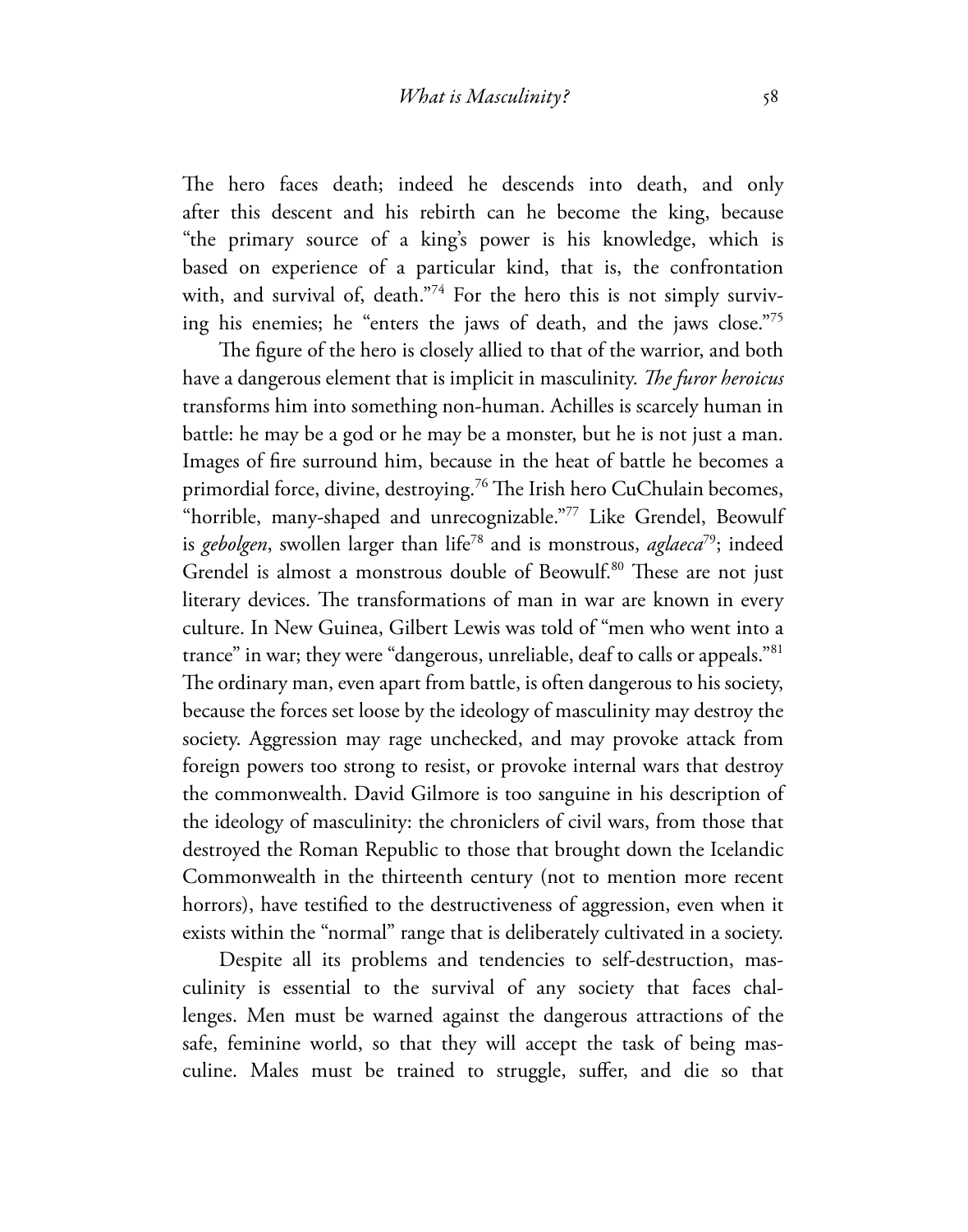The hero faces death; indeed he descends into death, and only after this descent and his rebirth can he become the king, because "the primary source of a king's power is his knowledge, which is based on experience of a particular kind, that is, the confrontation with, and survival of, death."[74] For the hero this is not simply surviving his enemies; he "enters the jaws of death, and the jaws close."[75]

The figure of the hero is closely allied to that of the warrior, and both have a dangerous element that is implicit in masculinity. *The furor heroicus* transforms him into something non-human. Achilles is scarcely human in battle: he may be a god or he may be a monster, but he is not just a man. Images of fire surround him, because in the heat of battle he becomes a primordial force, divine, destroying.[76] The Irish hero CuChulain becomes, "horrible, many-shaped and unrecognizable."[77] Like Grendel, Beowulf is *gebolgen*, swollen larger than life[78] and is monstrous, *aglaeca*[79]; indeed Grendel is almost a monstrous double of Beowulf.[80] These are not just literary devices. The transformations of man in war are known in every culture. In New Guinea, Gilbert Lewis was told of "men who went into a trance" in war; they were "dangerous, unreliable, deaf to calls or appeals."[81] The ordinary man, even apart from battle, is often dangerous to his society, because the forces set loose by the ideology of masculinity may destroy the society. Aggression may rage unchecked, and may provoke attack from foreign powers too strong to resist, or provoke internal wars that destroy the commonwealth. David Gilmore is too sanguine in his description of the ideology of masculinity: the chroniclers of civil wars, from those that destroyed the Roman Republic to those that brought down the Icelandic Commonwealth in the thirteenth century (not to mention more recent horrors), have testified to the destructiveness of aggression, even when it exists within the "normal" range that is deliberately cultivated in a society.

Despite all its problems and tendencies to self-destruction, masculinity is essential to the survival of any society that faces challenges. Men must be warned against the dangerous attractions of the safe, feminine world, so that they will accept the task of being masculine. Males must be trained to struggle, suffer, and die so that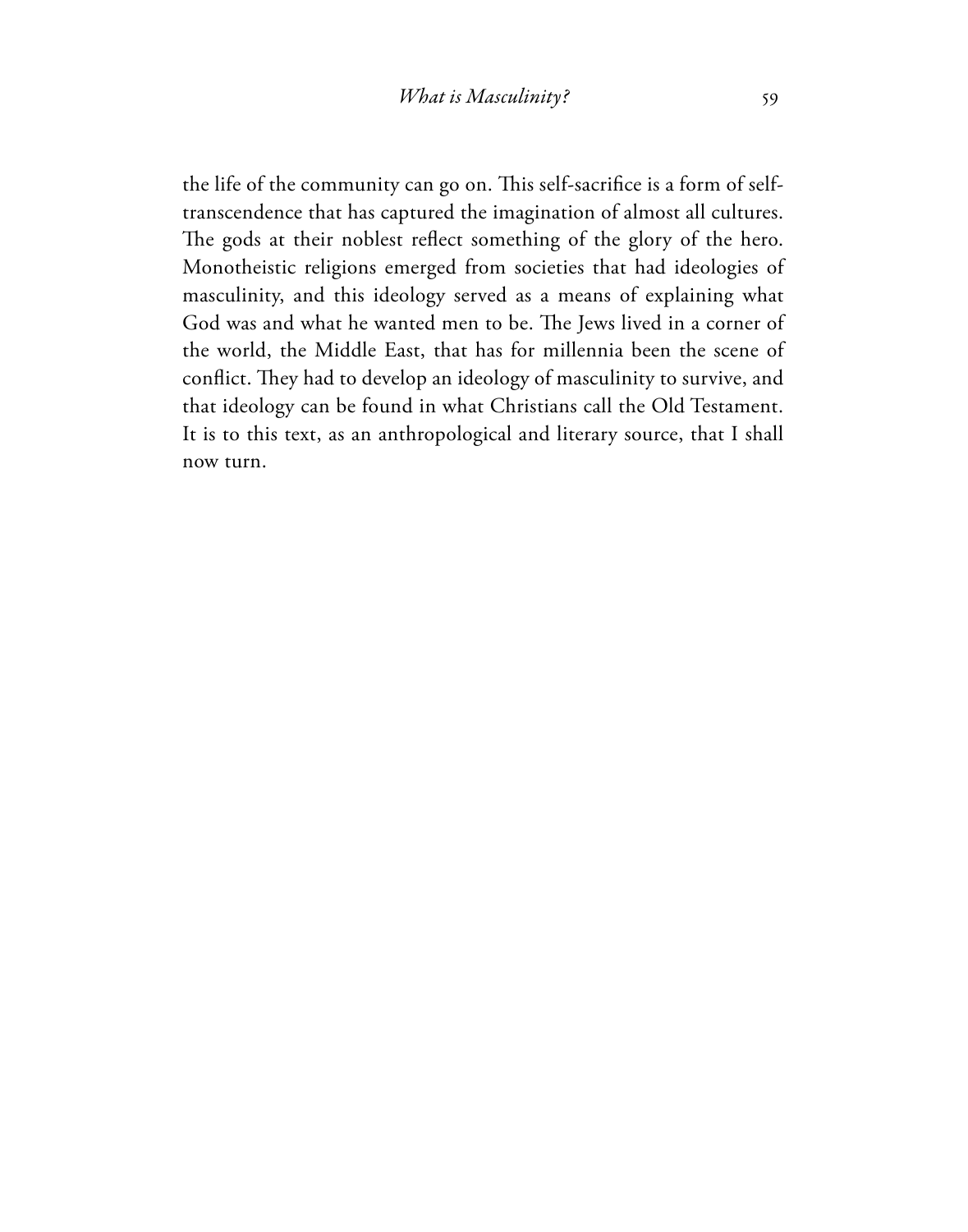the life of the community can go on. This self-sacrifice is a form of self-transcendence that has captured the imagination of almost all cultures. The gods at their noblest reflect something of the glory of the hero. Monotheistic religions emerged from societies that had ideologies of masculinity, and this ideology served as a means of explaining what God was and what he wanted men to be. The Jews lived in a corner of the world, the Middle East, that has for millennia been the scene of conflict. They had to develop an ideology of masculinity to survive, and that ideology can be found in what Christians call the Old Testament. It is to this text, as an anthropological and literary source, that I shall now turn.